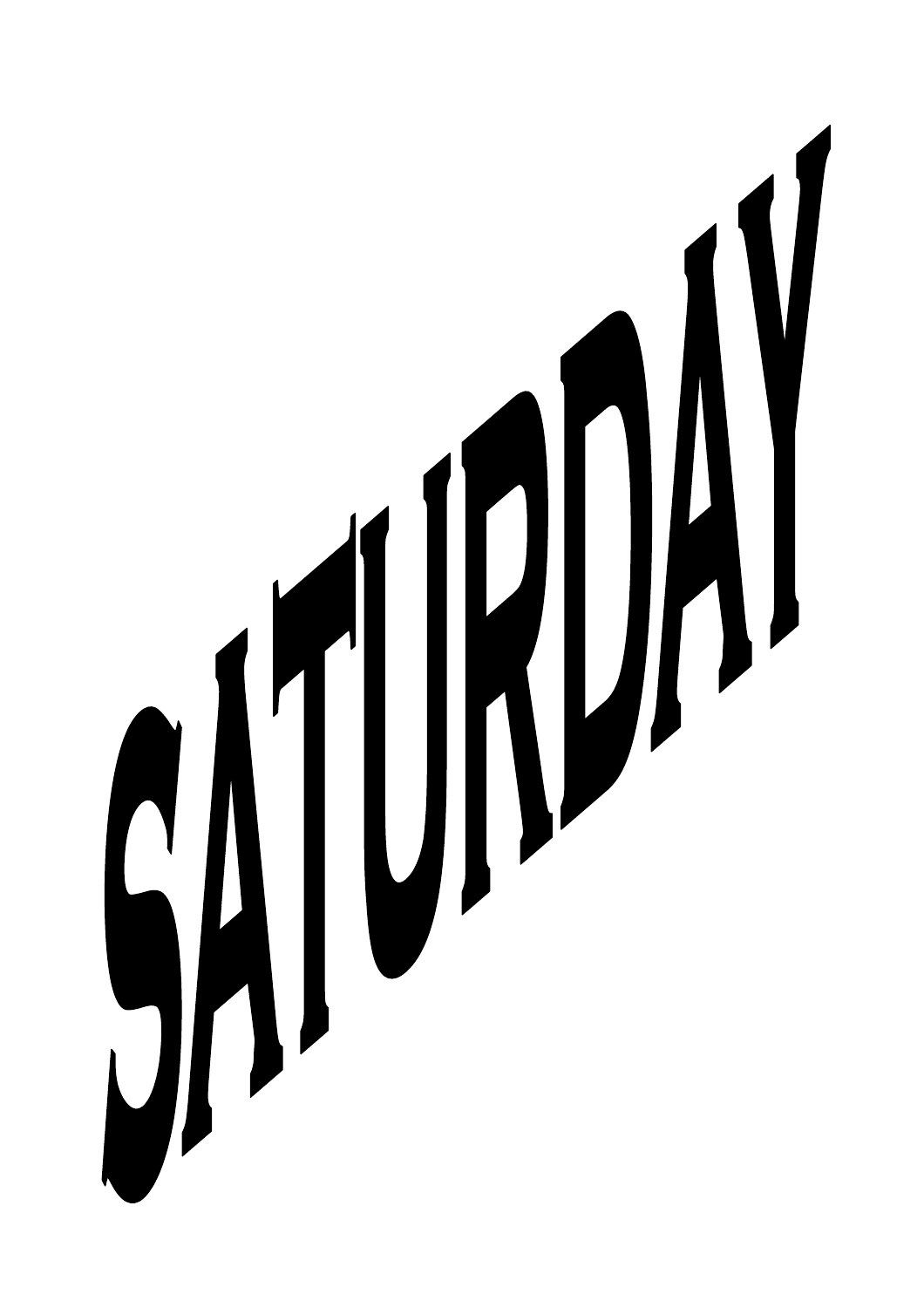# SATURDAY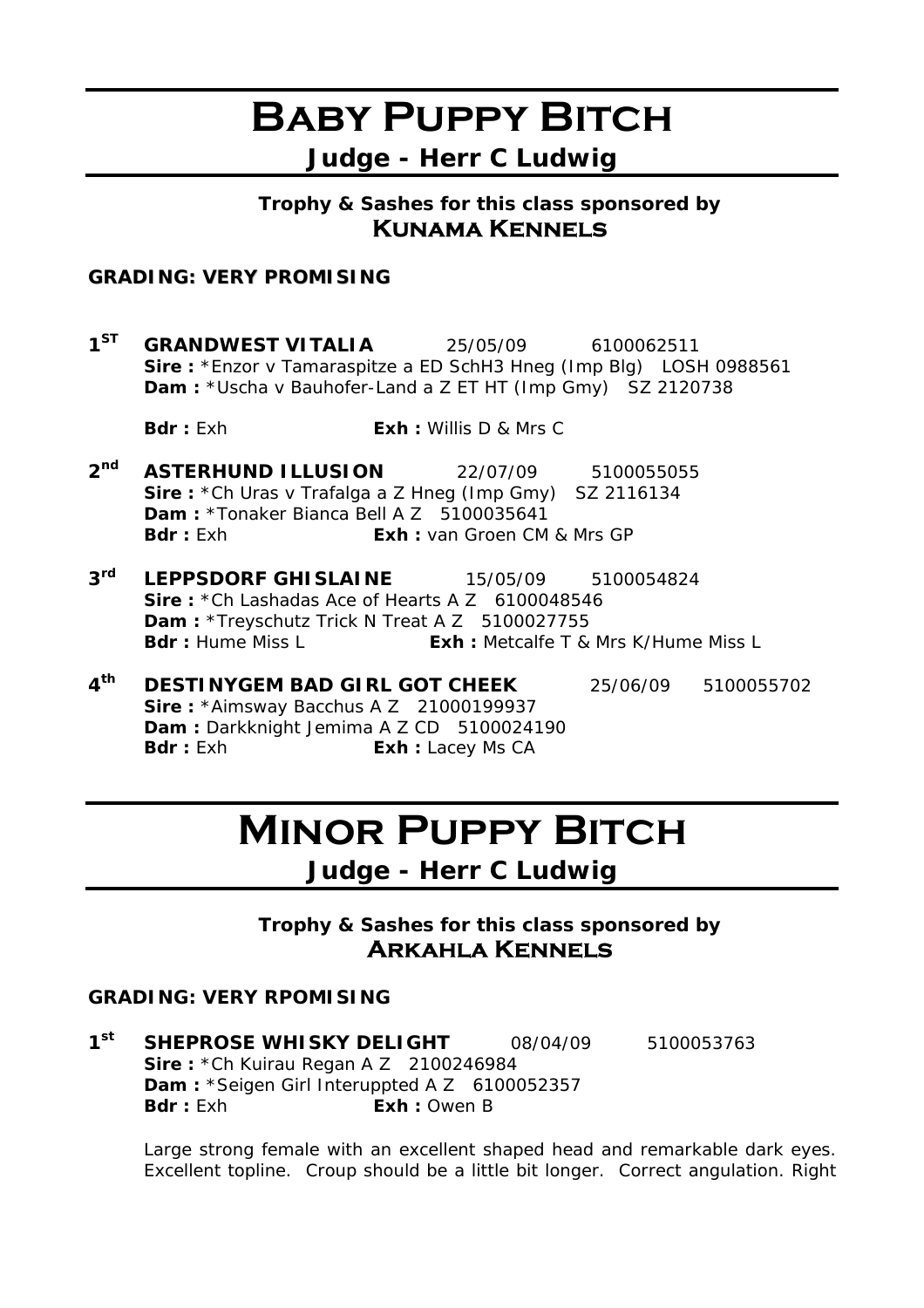# Baby Puppy Bitch

## Judge - Herr C Ludwig

**Trophy & Sashes for this class sponsored by**
**Kunama Kennels**

**GRADING: VERY PROMISING**

**1ST** **GRANDWEST VITALIA** 25/05/09 6100062511
**Sire :** *Enzor v Tamaraspitze a ED SchH3 Hneg (Imp Blg) LOSH 0988561
**Dam :** *Uscha v Bauhofer-Land a Z ET HT (Imp Gmy) SZ 2120738

**Bdr :** Exh **Exh :** Willis D & Mrs C

**2nd** **ASTERHUND ILLUSION** 22/07/09 5100055055
**Sire :** *Ch Uras v Trafalga a Z Hneg (Imp Gmy) SZ 2116134
**Dam :** *Tonaker Bianca Bell A Z 5100035641
**Bdr :** Exh **Exh :** van Groen CM & Mrs GP

**3rd** **LEPPSDORF GHISLAINE** 15/05/09 5100054824
**Sire :** *Ch Lashadas Ace of Hearts A Z 6100048546
**Dam :** *Treyschutz Trick N Treat A Z 5100027755
**Bdr :** Hume Miss L **Exh :** Metcalfe T & Mrs K/Hume Miss L

**4th** **DESTINYGEM BAD GIRL GOT CHEEK** 25/06/09 5100055702
**Sire :** *Aimsway Bacchus A Z 21000199937
**Dam :** Darkknight Jemima A Z CD 5100024190
**Bdr :** Exh **Exh :** Lacey Ms CA

# Minor Puppy Bitch

## Judge - Herr C Ludwig

**Trophy & Sashes for this class sponsored by**
**Arkahla Kennels**

**GRADING: VERY RPOMISING**

**1st** **SHEPROSE WHISKY DELIGHT** 08/04/09 5100053763
**Sire :** *Ch Kuirau Regan A Z 2100246984
**Dam :** *Seigen Girl Interuppted A Z 6100052357
**Bdr :** Exh **Exh :** Owen B

Large strong female with an excellent shaped head and remarkable dark eyes. Excellent topline. Croup should be a little bit longer. Correct angulation. Right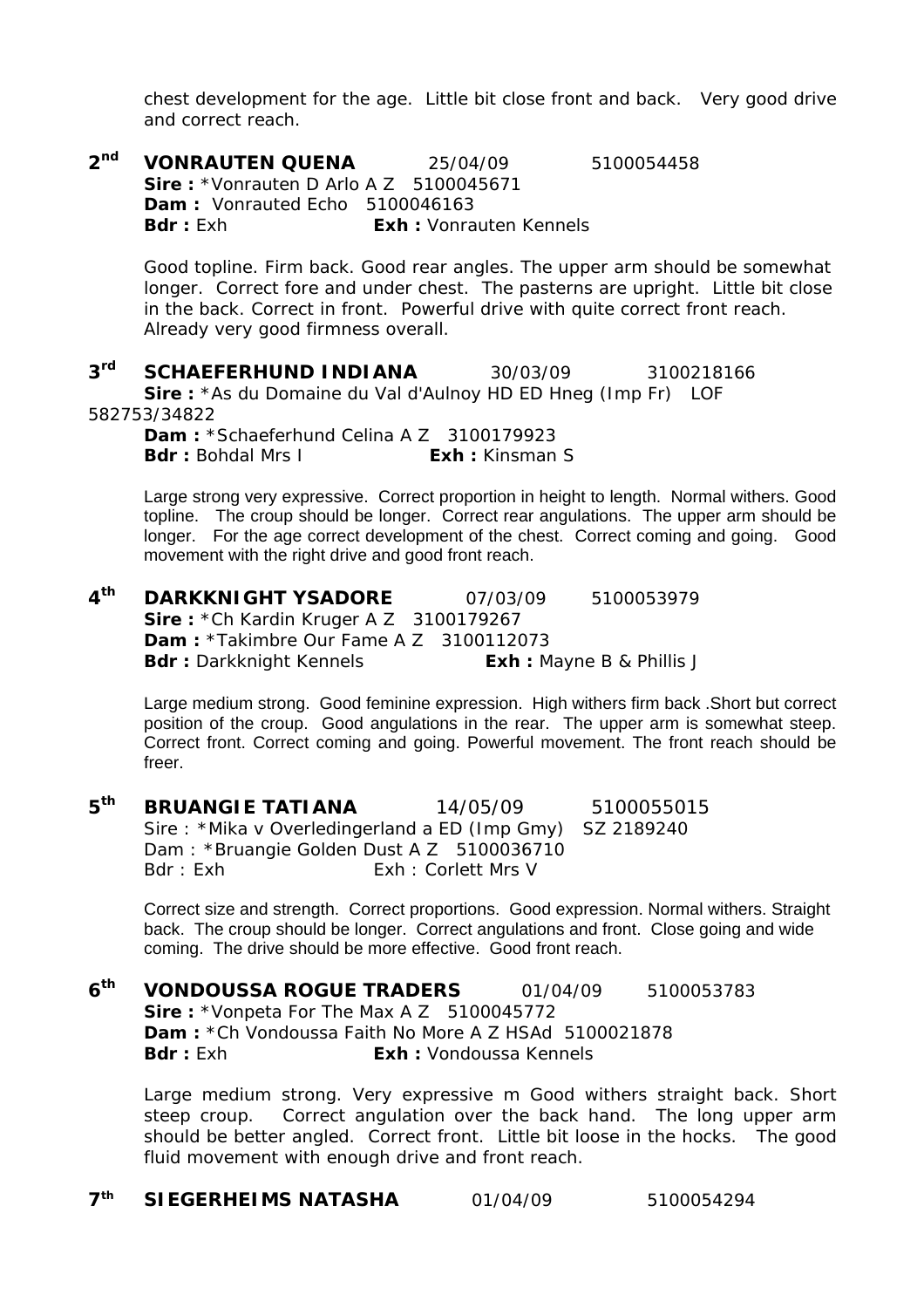chest development for the age. Little bit close front and back. Very good drive and correct reach.

**2nd VONRAUTEN QUENA** 25/04/09 5100054458
**Sire :** *Vonrauten D Arlo A Z 5100045671
**Dam :** Vonrauted Echo 5100046163
**Bdr :** Exh **Exh :** Vonrauten Kennels

Good topline. Firm back. Good rear angles. The upper arm should be somewhat longer. Correct fore and under chest. The pasterns are upright. Little bit close in the back. Correct in front. Powerful drive with quite correct front reach. Already very good firmness overall.

**3rd SCHAEFERHUND INDIANA** 30/03/09 3100218166
**Sire :** *As du Domaine du Val d'Aulnoy HD ED Hneg (Imp Fr) LOF 582753/34822
**Dam :** *Schaeferhund Celina A Z 3100179923
**Bdr :** Bohdal Mrs I **Exh :** Kinsman S

Large strong very expressive. Correct proportion in height to length. Normal withers. Good topline. The croup should be longer. Correct rear angulations. The upper arm should be longer. For the age correct development of the chest. Correct coming and going. Good movement with the right drive and good front reach.

**4th DARKKNIGHT YSADORE** 07/03/09 5100053979
**Sire :** *Ch Kardin Kruger A Z 3100179267
**Dam :** *Takimbre Our Fame A Z 3100112073
**Bdr :** Darkknight Kennels **Exh :** Mayne B & Phillis J

Large medium strong. Good feminine expression. High withers firm back .Short but correct position of the croup. Good angulations in the rear. The upper arm is somewhat steep. Correct front. Correct coming and going. Powerful movement. The front reach should be freer.

**5th BRUANGIE TATIANA** 14/05/09 5100055015
Sire : *Mika v Overledingerland a ED (Imp Gmy) SZ 2189240
Dam : *Bruangie Golden Dust A Z 5100036710
Bdr : Exh Exh : Corlett Mrs V

Correct size and strength. Correct proportions. Good expression. Normal withers. Straight back. The croup should be longer. Correct angulations and front. Close going and wide coming. The drive should be more effective. Good front reach.

**6th VONDOUSSA ROGUE TRADERS** 01/04/09 5100053783
**Sire :** *Vonpeta For The Max A Z 5100045772
**Dam :** *Ch Vondoussa Faith No More A Z HSAd 5100021878
**Bdr :** Exh **Exh :** Vondoussa Kennels

Large medium strong. Very expressive m Good withers straight back. Short steep croup. Correct angulation over the back hand. The long upper arm should be better angled. Correct front. Little bit loose in the hocks. The good fluid movement with enough drive and front reach.

**7th SIEGERHEIMS NATASHA** 01/04/09 5100054294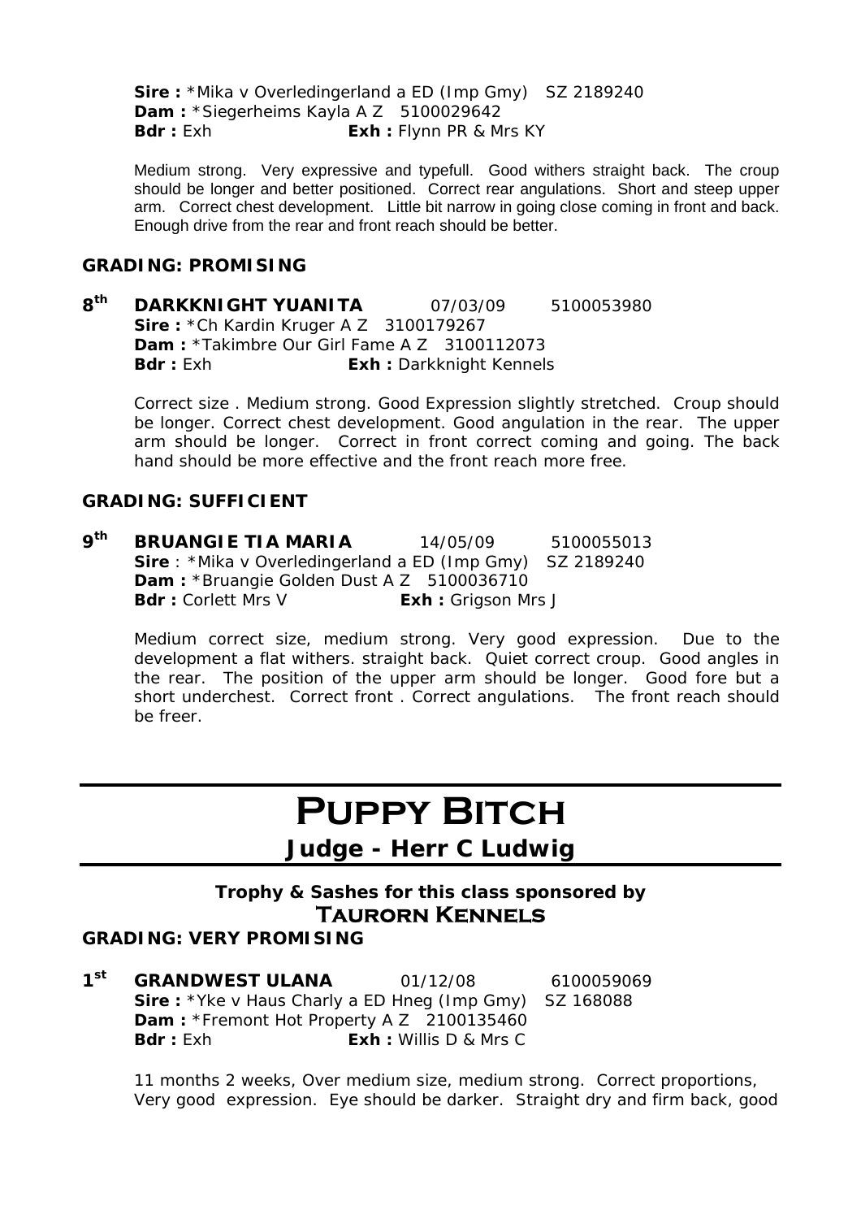**Sire :** *Mika v Overledingerland a ED (Imp Gmy) SZ 2189240
**Dam :** *Siegerheims Kayla A Z 5100029642
**Bdr :** Exh **Exh :** Flynn PR & Mrs KY

Medium strong. Very expressive and typefull. Good withers straight back. The croup should be longer and better positioned. Correct rear angulations. Short and steep upper arm. Correct chest development. Little bit narrow in going close coming in front and back. Enough drive from the rear and front reach should be better.

**GRADING: PROMISING**

**8th DARKKNIGHT YUANITA** 07/03/09 5100053980
**Sire :** *Ch Kardin Kruger A Z 3100179267
**Dam :** *Takimbre Our Girl Fame A Z 3100112073
**Bdr :** Exh **Exh :** Darkknight Kennels

Correct size . Medium strong. Good Expression slightly stretched. Croup should be longer. Correct chest development. Good angulation in the rear. The upper arm should be longer. Correct in front correct coming and going. The back hand should be more effective and the front reach more free.

**GRADING: SUFFICIENT**

**9th BRUANGIE TIA MARIA** 14/05/09 5100055013
**Sire** : *Mika v Overledingerland a ED (Imp Gmy) SZ 2189240
**Dam :** *Bruangie Golden Dust A Z 5100036710
**Bdr :** Corlett Mrs V **Exh :** Grigson Mrs J

Medium correct size, medium strong. Very good expression. Due to the development a flat withers. straight back. Quiet correct croup. Good angles in the rear. The position of the upper arm should be longer. Good fore but a short underchest. Correct front . Correct angulations. The front reach should be freer.

# PUPPY BITCH

## Judge - Herr C Ludwig

**Trophy & Sashes for this class sponsored by**
**TAURORN KENNELS**

**GRADING: VERY PROMISING**

**1st GRANDWEST ULANA** 01/12/08 6100059069
**Sire :** *Yke v Haus Charly a ED Hneg (Imp Gmy) SZ 168088
**Dam :** *Fremont Hot Property A Z 2100135460
**Bdr :** Exh **Exh :** Willis D & Mrs C

11 months 2 weeks, Over medium size, medium strong. Correct proportions, Very good expression. Eye should be darker. Straight dry and firm back, good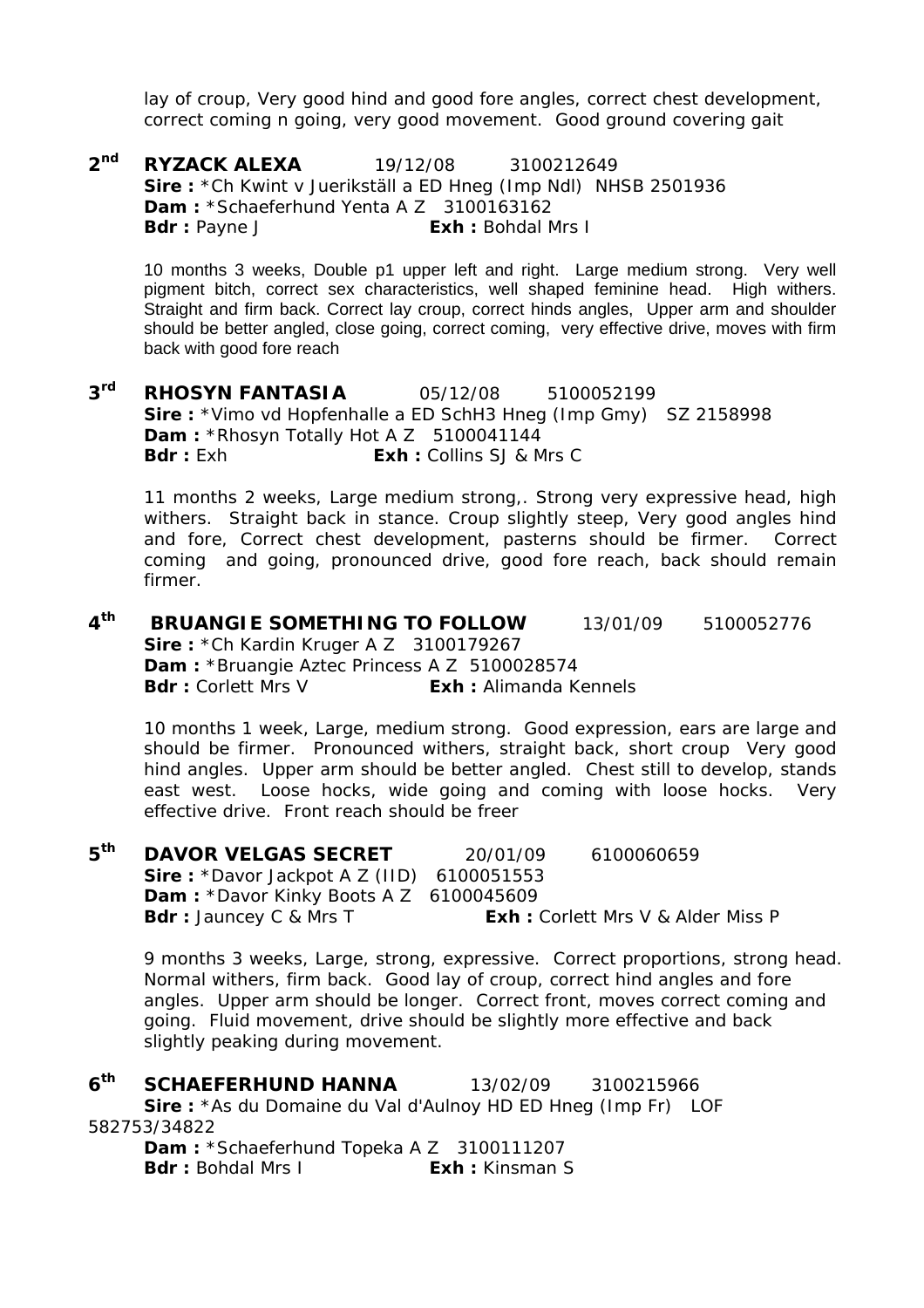lay of croup, Very good hind and good fore angles, correct chest development, correct coming n going, very good movement. Good ground covering gait

**2nd** **RYZACK ALEXA** 19/12/08 3100212649
**Sire :** *Ch Kwint v Juerikställ a ED Hneg (Imp Ndl) NHSB 2501936
**Dam :** *Schaeferhund Yenta A Z 3100163162
**Bdr :** Payne J **Exh :** Bohdal Mrs I

10 months 3 weeks, Double p1 upper left and right. Large medium strong. Very well pigment bitch, correct sex characteristics, well shaped feminine head. High withers. Straight and firm back. Correct lay croup, correct hinds angles, Upper arm and shoulder should be better angled, close going, correct coming, very effective drive, moves with firm back with good fore reach

**3rd** **RHOSYN FANTASIA** 05/12/08 5100052199
**Sire :** *Vimo vd Hopfenhalle a ED SchH3 Hneg (Imp Gmy) SZ 2158998
**Dam :** *Rhosyn Totally Hot A Z 5100041144
**Bdr :** Exh **Exh :** Collins SJ & Mrs C

11 months 2 weeks, Large medium strong,. Strong very expressive head, high withers. Straight back in stance. Croup slightly steep, Very good angles hind and fore, Correct chest development, pasterns should be firmer. Correct coming and going, pronounced drive, good fore reach, back should remain firmer.

**4th** **BRUANGIE SOMETHING TO FOLLOW** 13/01/09 5100052776
**Sire :** *Ch Kardin Kruger A Z 3100179267
**Dam :** *Bruangie Aztec Princess A Z 5100028574
**Bdr :** Corlett Mrs V **Exh :** Alimanda Kennels

10 months 1 week, Large, medium strong. Good expression, ears are large and should be firmer. Pronounced withers, straight back, short croup Very good hind angles. Upper arm should be better angled. Chest still to develop, stands east west. Loose hocks, wide going and coming with loose hocks. Very effective drive. Front reach should be freer

**5th** **DAVOR VELGAS SECRET** 20/01/09 6100060659
**Sire :** *Davor Jackpot A Z (IID) 6100051553
**Dam :** *Davor Kinky Boots A Z 6100045609
**Bdr :** Jauncey C & Mrs T **Exh :** Corlett Mrs V & Alder Miss P

9 months 3 weeks, Large, strong, expressive. Correct proportions, strong head. Normal withers, firm back. Good lay of croup, correct hind angles and fore angles. Upper arm should be longer. Correct front, moves correct coming and going. Fluid movement, drive should be slightly more effective and back slightly peaking during movement.

**6th** **SCHAEFERHUND HANNA** 13/02/09 3100215966
**Sire :** *As du Domaine du Val d'Aulnoy HD ED Hneg (Imp Fr) LOF 582753/34822
**Dam :** *Schaeferhund Topeka A Z 3100111207
**Bdr :** Bohdal Mrs I **Exh :** Kinsman S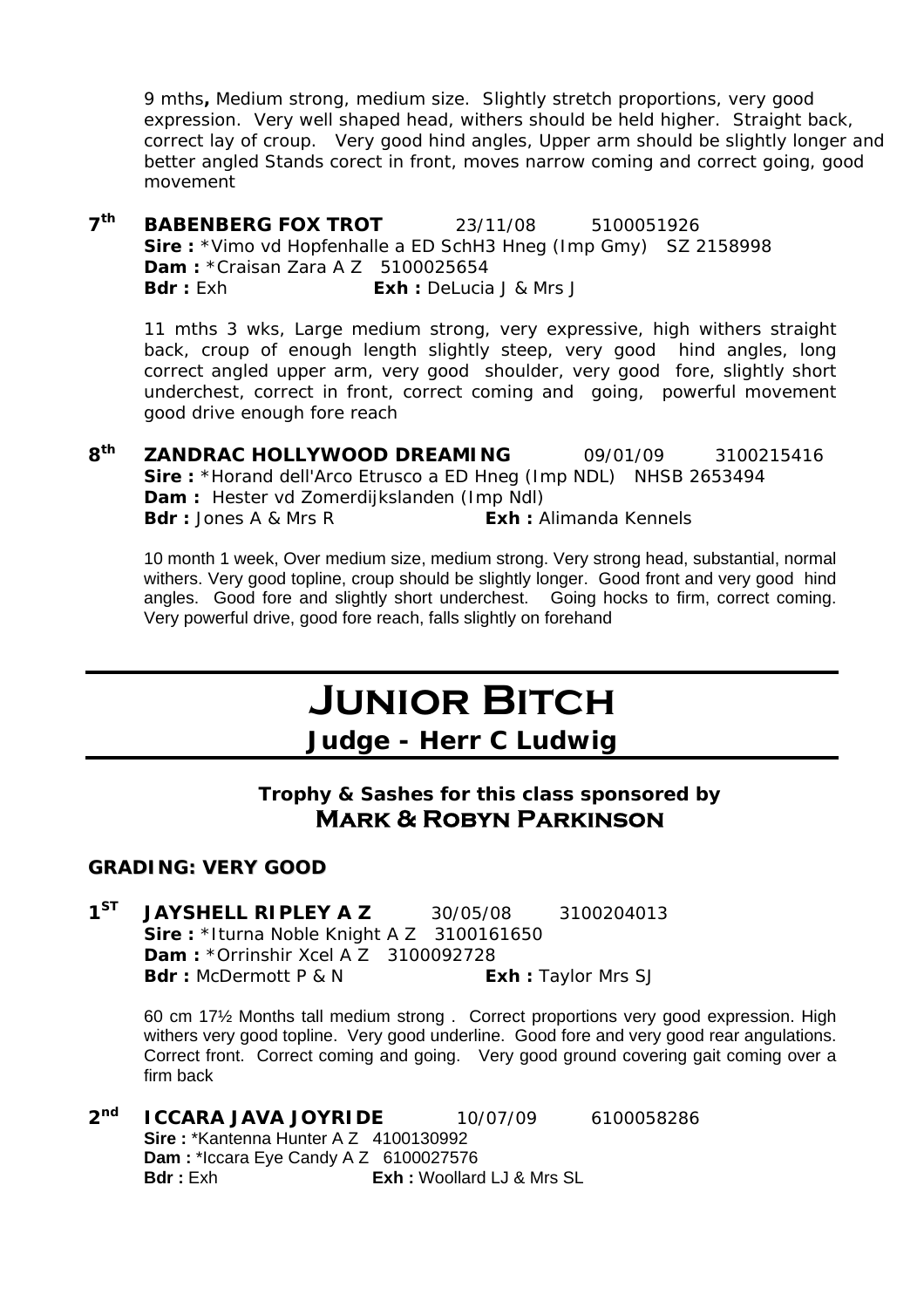9 mths**,** Medium strong, medium size. Slightly stretch proportions, very good expression. Very well shaped head, withers should be held higher. Straight back, correct lay of croup. Very good hind angles, Upper arm should be slightly longer and better angled Stands corect in front, moves narrow coming and correct going, good movement

**7th BABENBERG FOX TROT** 23/11/08 5100051926
**Sire :** *Vimo vd Hopfenhalle a ED SchH3 Hneg (Imp Gmy) SZ 2158998
**Dam :** *Craisan Zara A Z 5100025654
**Bdr :** Exh **Exh :** DeLucia J & Mrs J

11 mths 3 wks, Large medium strong, very expressive, high withers straight back, croup of enough length slightly steep, very good hind angles, long correct angled upper arm, very good shoulder, very good fore, slightly short underchest, correct in front, correct coming and going, powerful movement good drive enough fore reach

**8th ZANDRAC HOLLYWOOD DREAMING** 09/01/09 3100215416
**Sire :** *Horand dell'Arco Etrusco a ED Hneg (Imp NDL) NHSB 2653494
**Dam :** Hester vd Zomerdijkslanden (Imp Ndl)
**Bdr :** Jones A & Mrs R **Exh :** Alimanda Kennels

10 month 1 week, Over medium size, medium strong. Very strong head, substantial, normal withers. Very good topline, croup should be slightly longer. Good front and very good hind angles. Good fore and slightly short underchest. Going hocks to firm, correct coming. Very powerful drive, good fore reach, falls slightly on forehand

# JUNIOR BITCH

## Judge - Herr C Ludwig

**Trophy & Sashes for this class sponsored by**
**MARK & ROBYN PARKINSON**

### GRADING: VERY GOOD

**1ST JAYSHELL RIPLEY A Z** 30/05/08 3100204013
**Sire :** *Iturna Noble Knight A Z 3100161650
**Dam :** *Orrinshir Xcel A Z 3100092728
**Bdr :** McDermott P & N **Exh :** Taylor Mrs SJ

60 cm 17½ Months tall medium strong . Correct proportions very good expression. High withers very good topline. Very good underline. Good fore and very good rear angulations. Correct front. Correct coming and going. Very good ground covering gait coming over a firm back

**2nd ICCARA JAVA JOYRIDE** 10/07/09 6100058286
**Sire :** *Kantenna Hunter A Z 4100130992
**Dam :** *Iccara Eye Candy A Z 6100027576
**Bdr :** Exh **Exh :** Woollard LJ & Mrs SL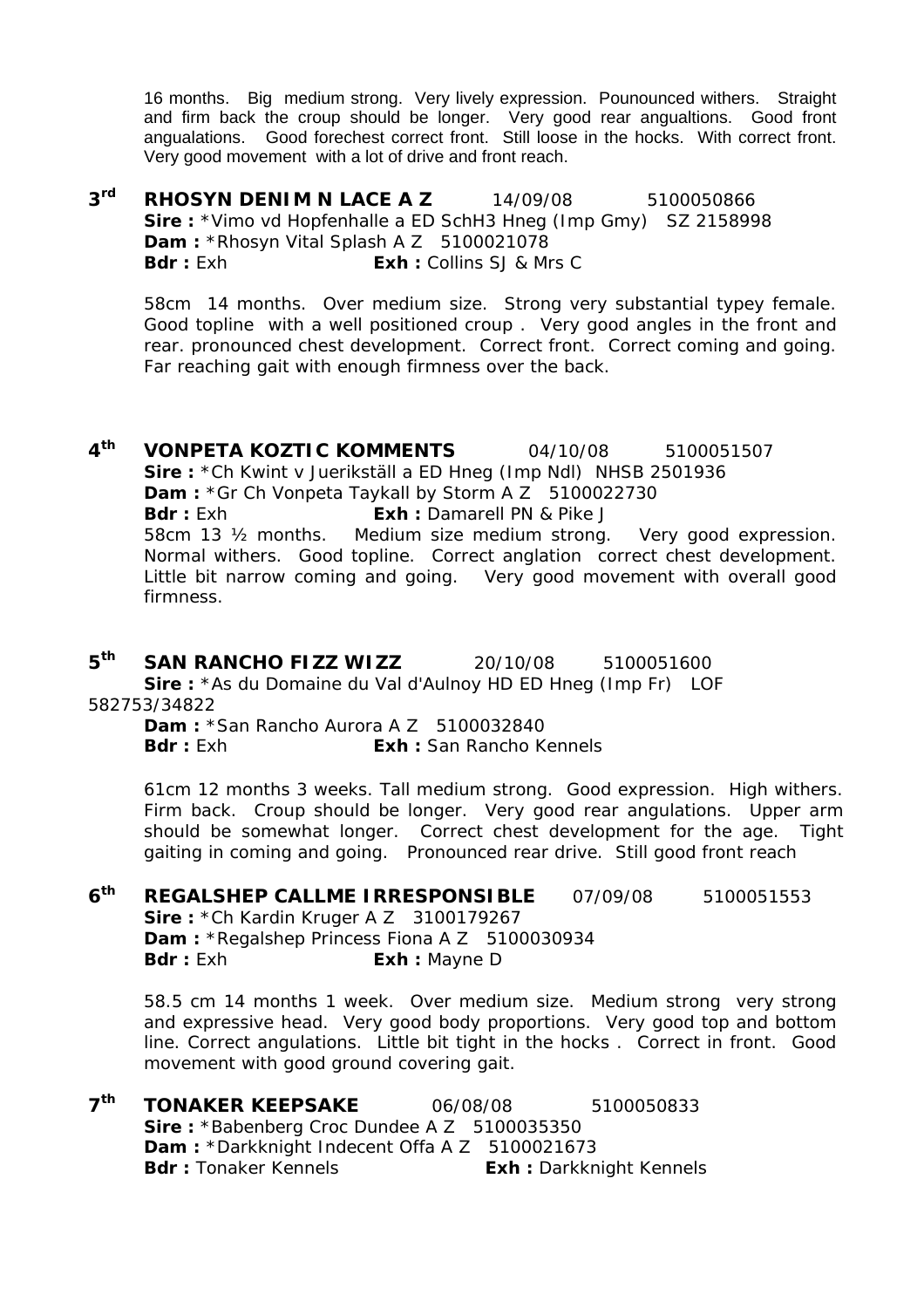16 months. Big medium strong. Very lively expression. Pounounced withers. Straight and firm back the croup should be longer. Very good rear angualtions. Good front angualations. Good forechest correct front. Still loose in the hocks. With correct front. Very good movement with a lot of drive and front reach.

**3rd RHOSYN DENIM N LACE A Z** 14/09/08 5100050866
**Sire :** *Vimo vd Hopfenhalle a ED SchH3 Hneg (Imp Gmy) SZ 2158998
**Dam :** *Rhosyn Vital Splash A Z 5100021078
**Bdr :** Exh **Exh :** Collins SJ & Mrs C

58cm 14 months. Over medium size. Strong very substantial typey female. Good topline with a well positioned croup . Very good angles in the front and rear. pronounced chest development. Correct front. Correct coming and going. Far reaching gait with enough firmness over the back.

**4th VONPETA KOZTIC KOMMENTS** 04/10/08 5100051507
**Sire :** *Ch Kwint v Juerikställ a ED Hneg (Imp Ndl) NHSB 2501936
**Dam :** *Gr Ch Vonpeta Taykall by Storm A Z 5100022730
**Bdr :** Exh **Exh :** Damarell PN & Pike J
58cm 13 ½ months. Medium size medium strong. Very good expression. Normal withers. Good topline. Correct anglation correct chest development. Little bit narrow coming and going. Very good movement with overall good firmness.

**5th SAN RANCHO FIZZ WIZZ** 20/10/08 5100051600
**Sire :** *As du Domaine du Val d'Aulnoy HD ED Hneg (Imp Fr) LOF 582753/34822
**Dam :** *San Rancho Aurora A Z 5100032840
**Bdr :** Exh **Exh :** San Rancho Kennels

61cm 12 months 3 weeks. Tall medium strong. Good expression. High withers. Firm back. Croup should be longer. Very good rear angulations. Upper arm should be somewhat longer. Correct chest development for the age. Tight gaiting in coming and going. Pronounced rear drive. Still good front reach

**6th REGALSHEP CALLME IRRESPONSIBLE** 07/09/08 5100051553
**Sire :** *Ch Kardin Kruger A Z 3100179267
**Dam :** *Regalshep Princess Fiona A Z 5100030934
**Bdr :** Exh **Exh :** Mayne D

58.5 cm 14 months 1 week. Over medium size. Medium strong very strong and expressive head. Very good body proportions. Very good top and bottom line. Correct angulations. Little bit tight in the hocks . Correct in front. Good movement with good ground covering gait.

**7th TONAKER KEEPSAKE** 06/08/08 5100050833
**Sire :** *Babenberg Croc Dundee A Z 5100035350
**Dam :** *Darkknight Indecent Offa A Z 5100021673
**Bdr :** Tonaker Kennels **Exh :** Darkknight Kennels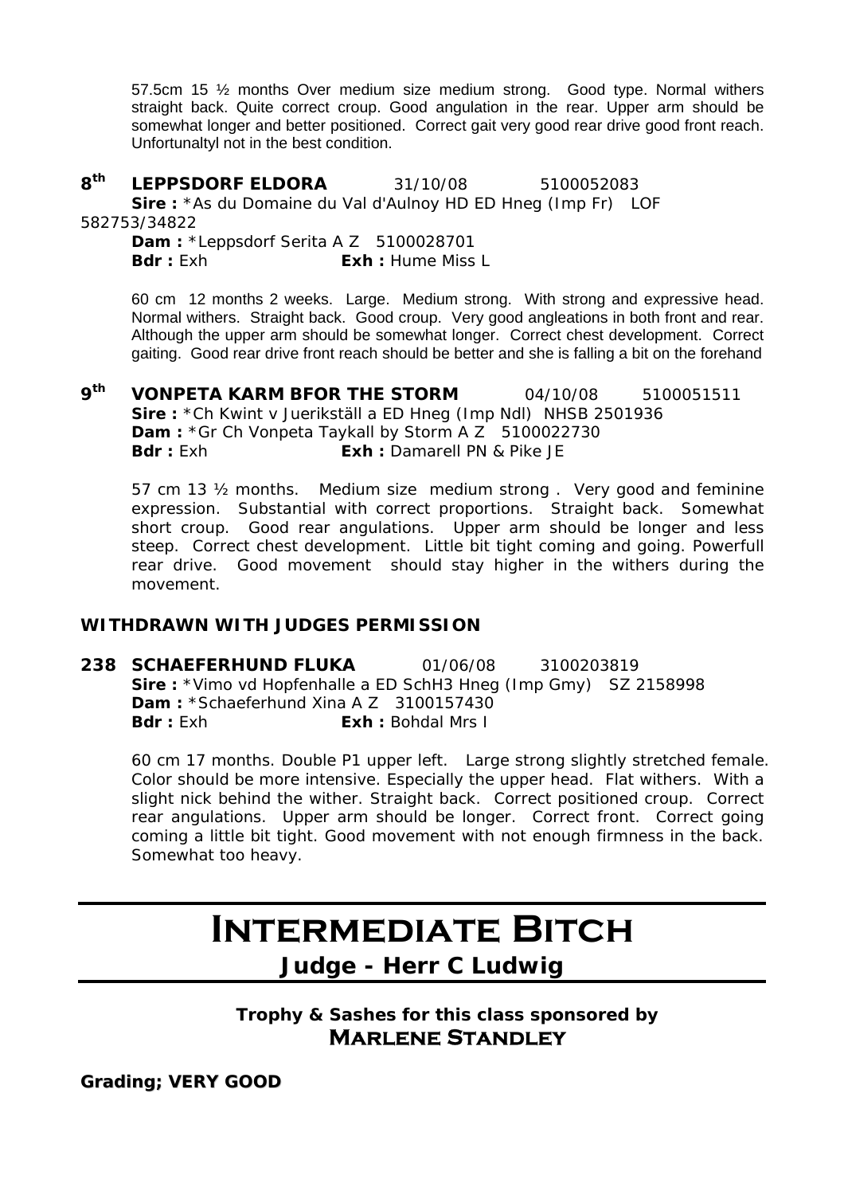57.5cm 15 ½ months Over medium size medium strong. Good type. Normal withers straight back. Quite correct croup. Good angulation in the rear. Upper arm should be somewhat longer and better positioned. Correct gait very good rear drive good front reach. Unfortunaltyl not in the best condition.

**8th LEPPSDORF ELDORA** 31/10/08 5100052083
**Sire :** *As du Domaine du Val d'Aulnoy HD ED Hneg (Imp Fr) LOF 582753/34822
**Dam :** *Leppsdorf Serita A Z 5100028701
**Bdr :** Exh **Exh :** Hume Miss L

60 cm 12 months 2 weeks. Large. Medium strong. With strong and expressive head. Normal withers. Straight back. Good croup. Very good angleations in both front and rear. Although the upper arm should be somewhat longer. Correct chest development. Correct gaiting. Good rear drive front reach should be better and she is falling a bit on the forehand

**9th VONPETA KARM BFOR THE STORM** 04/10/08 5100051511
**Sire :** *Ch Kwint v Juerikställ a ED Hneg (Imp Ndl) NHSB 2501936
**Dam :** *Gr Ch Vonpeta Taykall by Storm A Z 5100022730
**Bdr :** Exh **Exh :** Damarell PN & Pike JE

57 cm 13 ½ months. Medium size medium strong . Very good and feminine expression. Substantial with correct proportions. Straight back. Somewhat short croup. Good rear angulations. Upper arm should be longer and less steep. Correct chest development. Little bit tight coming and going. Powerfull rear drive. Good movement should stay higher in the withers during the movement.

**WITHDRAWN WITH JUDGES PERMISSION**

**238 SCHAEFERHUND FLUKA** 01/06/08 3100203819
**Sire :** *Vimo vd Hopfenhalle a ED SchH3 Hneg (Imp Gmy) SZ 2158998
**Dam :** *Schaeferhund Xina A Z 3100157430
**Bdr :** Exh **Exh :** Bohdal Mrs I

60 cm 17 months. Double P1 upper left. Large strong slightly stretched female. Color should be more intensive. Especially the upper head. Flat withers. With a slight nick behind the wither. Straight back. Correct positioned croup. Correct rear angulations. Upper arm should be longer. Correct front. Correct going coming a little bit tight. Good movement with not enough firmness in the back. Somewhat too heavy.

# INTERMEDIATE BITCH

## Judge - Herr C Ludwig

**Trophy & Sashes for this class sponsored by**
**MARLENE STANDLEY**

**Grading; VERY GOOD**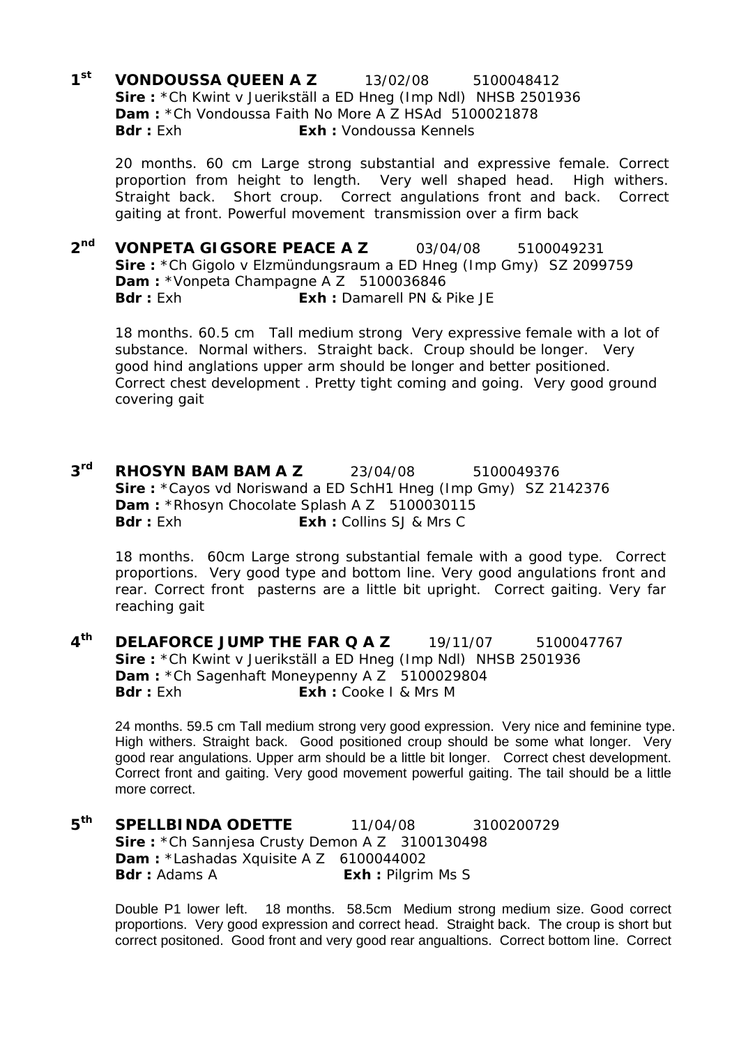**1st VONDOUSSA QUEEN A Z** 13/02/08 5100048412
**Sire :** *Ch Kwint v Juerikställ a ED Hneg (Imp Ndl) NHSB 2501936
**Dam :** *Ch Vondoussa Faith No More A Z HSAd 5100021878
**Bdr :** Exh **Exh :** Vondoussa Kennels

20 months. 60 cm Large strong substantial and expressive female. Correct proportion from height to length. Very well shaped head. High withers. Straight back. Short croup. Correct angulations front and back. Correct gaiting at front. Powerful movement transmission over a firm back

**2nd VONPETA GIGSORE PEACE A Z** 03/04/08 5100049231
**Sire :** *Ch Gigolo v Elzmündungsraum a ED Hneg (Imp Gmy) SZ 2099759
**Dam :** *Vonpeta Champagne A Z 5100036846
**Bdr :** Exh **Exh :** Damarell PN & Pike JE

18 months. 60.5 cm Tall medium strong Very expressive female with a lot of substance. Normal withers. Straight back. Croup should be longer. Very good hind anglations upper arm should be longer and better positioned. Correct chest development . Pretty tight coming and going. Very good ground covering gait

**3rd RHOSYN BAM BAM A Z** 23/04/08 5100049376
**Sire :** *Cayos vd Noriswand a ED SchH1 Hneg (Imp Gmy) SZ 2142376
**Dam :** *Rhosyn Chocolate Splash A Z 5100030115
**Bdr :** Exh **Exh :** Collins SJ & Mrs C

18 months. 60cm Large strong substantial female with a good type. Correct proportions. Very good type and bottom line. Very good angulations front and rear. Correct front pasterns are a little bit upright. Correct gaiting. Very far reaching gait

**4th DELAFORCE JUMP THE FAR Q A Z** 19/11/07 5100047767
**Sire :** *Ch Kwint v Juerikställ a ED Hneg (Imp Ndl) NHSB 2501936
**Dam :** *Ch Sagenhaft Moneypenny A Z 5100029804
**Bdr :** Exh **Exh :** Cooke I & Mrs M

24 months. 59.5 cm Tall medium strong very good expression. Very nice and feminine type. High withers. Straight back. Good positioned croup should be some what longer. Very good rear angulations. Upper arm should be a little bit longer. Correct chest development. Correct front and gaiting. Very good movement powerful gaiting. The tail should be a little more correct.

**5th SPELLBINDA ODETTE** 11/04/08 3100200729
**Sire :** *Ch Sannjesa Crusty Demon A Z 3100130498
**Dam :** *Lashadas Xquisite A Z 6100044002
**Bdr :** Adams A **Exh :** Pilgrim Ms S

Double P1 lower left. 18 months. 58.5cm Medium strong medium size. Good correct proportions. Very good expression and correct head. Straight back. The croup is short but correct positoned. Good front and very good rear angualtions. Correct bottom line. Correct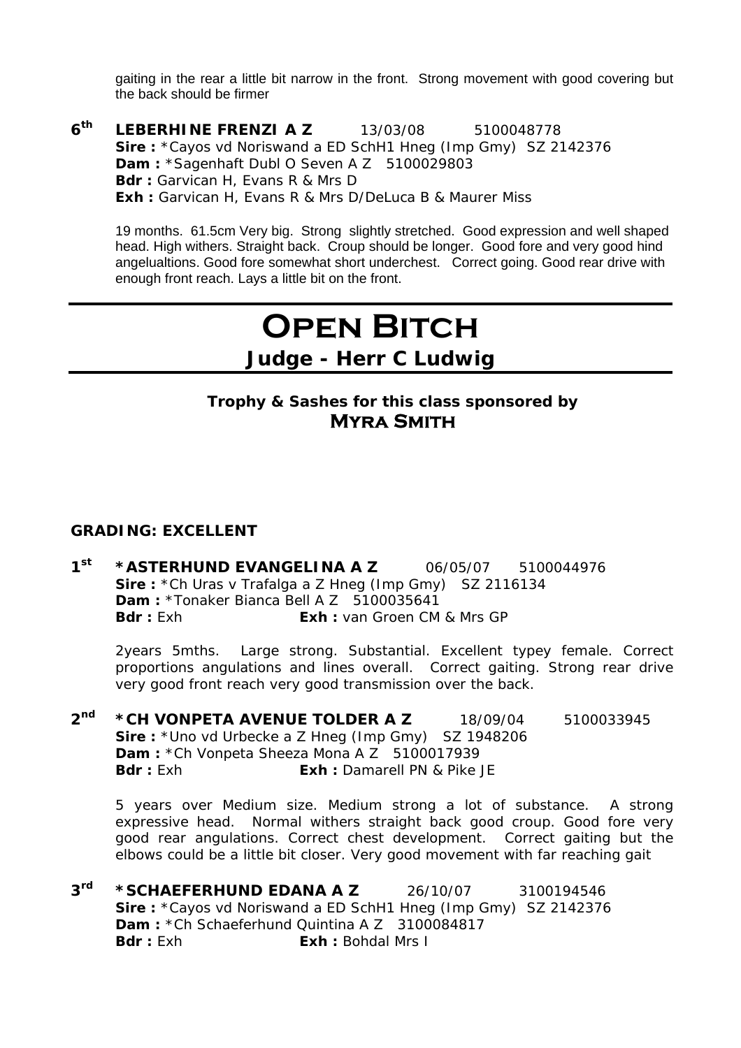gaiting in the rear a little bit narrow in the front. Strong movement with good covering but the back should be firmer

**6th** **LEBERHINE FRENZI A Z** 13/03/08 5100048778
**Sire :** *Cayos vd Noriswand a ED SchH1 Hneg (Imp Gmy) SZ 2142376
**Dam :** *Sagenhaft Dubl O Seven A Z 5100029803
**Bdr :** Garvican H, Evans R & Mrs D
**Exh :** Garvican H, Evans R & Mrs D/DeLuca B & Maurer Miss

19 months. 61.5cm Very big. Strong slightly stretched. Good expression and well shaped head. High withers. Straight back. Croup should be longer. Good fore and very good hind angelualtions. Good fore somewhat short underchest. Correct going. Good rear drive with enough front reach. Lays a little bit on the front.

# Open Bitch

## Judge - Herr C Ludwig

**Trophy & Sashes for this class sponsored by**
**Myra Smith**

**GRADING: EXCELLENT**

**1st** ***ASTERHUND EVANGELINA A Z** 06/05/07 5100044976
**Sire :** *Ch Uras v Trafalga a Z Hneg (Imp Gmy) SZ 2116134
**Dam :** *Tonaker Bianca Bell A Z 5100035641
**Bdr :** Exh **Exh :** van Groen CM & Mrs GP

2years 5mths. Large strong. Substantial. Excellent typey female. Correct proportions angulations and lines overall. Correct gaiting. Strong rear drive very good front reach very good transmission over the back.

**2nd** ***CH VONPETA AVENUE TOLDER A Z** 18/09/04 5100033945
**Sire :** *Uno vd Urbecke a Z Hneg (Imp Gmy) SZ 1948206
**Dam :** *Ch Vonpeta Sheeza Mona A Z 5100017939
**Bdr :** Exh **Exh :** Damarell PN & Pike JE

5 years over Medium size. Medium strong a lot of substance. A strong expressive head. Normal withers straight back good croup. Good fore very good rear angulations. Correct chest development. Correct gaiting but the elbows could be a little bit closer. Very good movement with far reaching gait

**3rd** ***SCHAEFERHUND EDANA A Z** 26/10/07 3100194546
**Sire :** *Cayos vd Noriswand a ED SchH1 Hneg (Imp Gmy) SZ 2142376
**Dam :** *Ch Schaeferhund Quintina A Z 3100084817
**Bdr :** Exh **Exh :** Bohdal Mrs I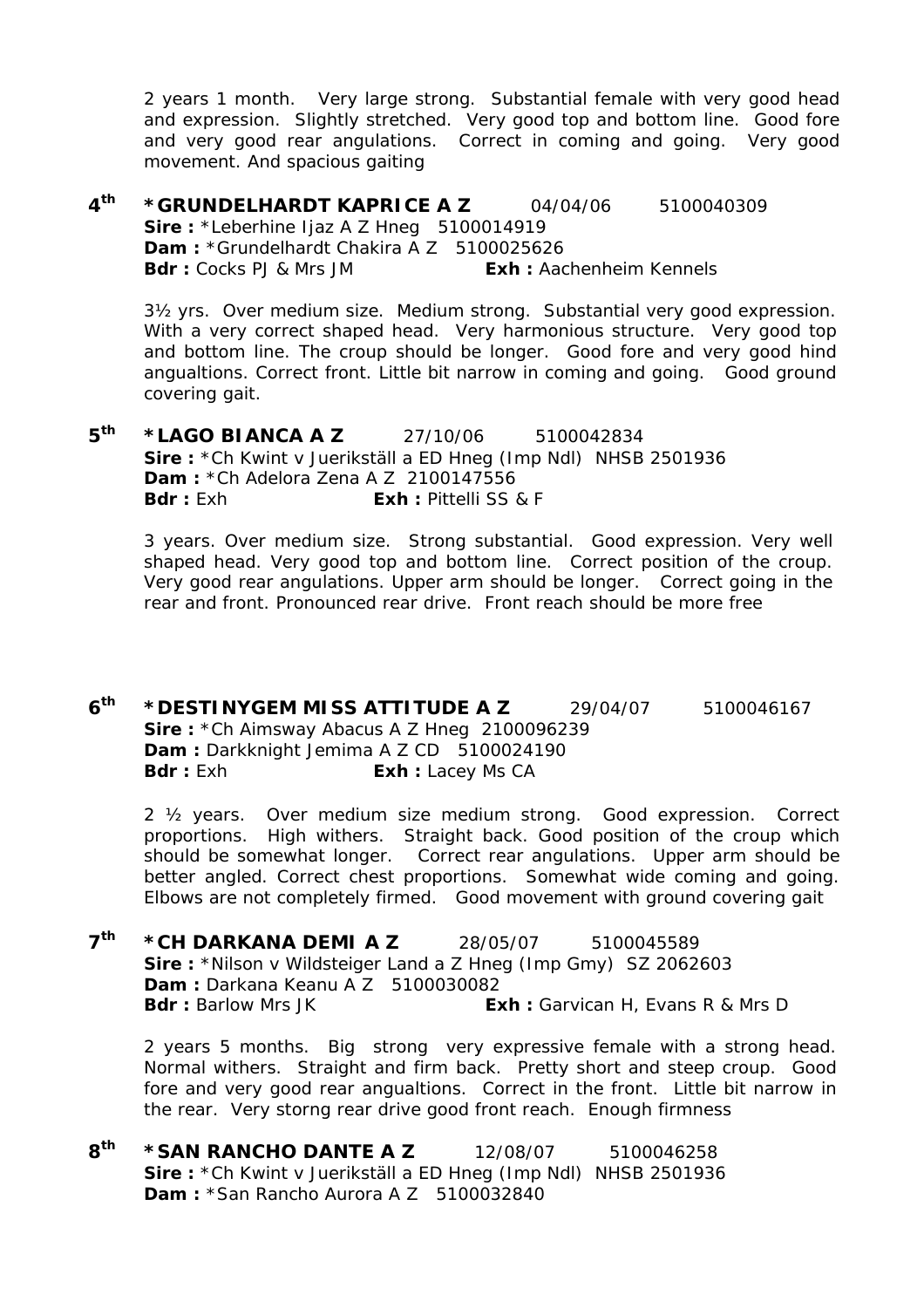2 years 1 month. Very large strong. Substantial female with very good head and expression. Slightly stretched. Very good top and bottom line. Good fore and very good rear angulations. Correct in coming and going. Very good movement. And spacious gaiting

**4th** **\*GRUNDELHARDT KAPRICE A Z** 04/04/06 5100040309
**Sire :** \*Leberhine Ijaz A Z Hneg 5100014919
**Dam :** \*Grundelhardt Chakira A Z 5100025626
**Bdr :** Cocks PJ & Mrs JM **Exh :** Aachenheim Kennels

3½ yrs. Over medium size. Medium strong. Substantial very good expression. With a very correct shaped head. Very harmonious structure. Very good top and bottom line. The croup should be longer. Good fore and very good hind angualtions. Correct front. Little bit narrow in coming and going. Good ground covering gait.

**5th** **\*LAGO BIANCA A Z** 27/10/06 5100042834
**Sire :** \*Ch Kwint v Juerikställ a ED Hneg (Imp Ndl) NHSB 2501936
**Dam :** \*Ch Adelora Zena A Z 2100147556
**Bdr :** Exh **Exh :** Pittelli SS & F

3 years. Over medium size. Strong substantial. Good expression. Very well shaped head. Very good top and bottom line. Correct position of the croup. Very good rear angulations. Upper arm should be longer. Correct going in the rear and front. Pronounced rear drive. Front reach should be more free

**6th** **\*DESTINYGEM MISS ATTITUDE A Z** 29/04/07 5100046167
**Sire :** \*Ch Aimsway Abacus A Z Hneg 2100096239
**Dam :** Darkknight Jemima A Z CD 5100024190
**Bdr :** Exh **Exh :** Lacey Ms CA

2 ½ years. Over medium size medium strong. Good expression. Correct proportions. High withers. Straight back. Good position of the croup which should be somewhat longer. Correct rear angulations. Upper arm should be better angled. Correct chest proportions. Somewhat wide coming and going. Elbows are not completely firmed. Good movement with ground covering gait

**7th** **\*CH DARKANA DEMI A Z** 28/05/07 5100045589
**Sire :** \*Nilson v Wildsteiger Land a Z Hneg (Imp Gmy) SZ 2062603
**Dam :** Darkana Keanu A Z 5100030082
**Bdr :** Barlow Mrs JK **Exh :** Garvican H, Evans R & Mrs D

2 years 5 months. Big strong very expressive female with a strong head. Normal withers. Straight and firm back. Pretty short and steep croup. Good fore and very good rear angualtions. Correct in the front. Little bit narrow in the rear. Very storng rear drive good front reach. Enough firmness

**8th** **\*SAN RANCHO DANTE A Z** 12/08/07 5100046258
**Sire :** \*Ch Kwint v Juerikställ a ED Hneg (Imp Ndl) NHSB 2501936
**Dam :** \*San Rancho Aurora A Z 5100032840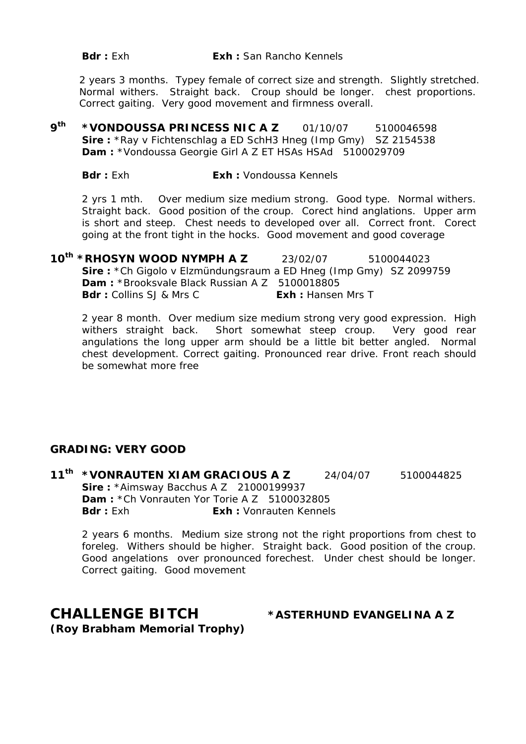**Bdr :** Exh **Exh :** San Rancho Kennels

2 years 3 months. Typey female of correct size and strength. Slightly stretched. Normal withers. Straight back. Croup should be longer. chest proportions. Correct gaiting. Very good movement and firmness overall.

**9th** **\*VONDOUSSA PRINCESS NIC A Z** 01/10/07 5100046598
**Sire :** \*Ray v Fichtenschlag a ED SchH3 Hneg (Imp Gmy) SZ 2154538
**Dam :** \*Vondoussa Georgie Girl A Z ET HSAs HSAd 5100029709

**Bdr :** Exh **Exh :** Vondoussa Kennels

2 yrs 1 mth. Over medium size medium strong. Good type. Normal withers. Straight back. Good position of the croup. Corect hind anglations. Upper arm is short and steep. Chest needs to developed over all. Correct front. Corect going at the front tight in the hocks. Good movement and good coverage

**10th** **\*RHOSYN WOOD NYMPH A Z** 23/02/07 5100044023
**Sire :** \*Ch Gigolo v Elzmündungsraum a ED Hneg (Imp Gmy) SZ 2099759
**Dam :** \*Brooksvale Black Russian A Z 5100018805
**Bdr :** Collins SJ & Mrs C **Exh :** Hansen Mrs T

2 year 8 month. Over medium size medium strong very good expression. High withers straight back. Short somewhat steep croup. Very good rear angulations the long upper arm should be a little bit better angled. Normal chest development. Correct gaiting. Pronounced rear drive. Front reach should be somewhat more free

## GRADING: VERY GOOD

**11th** **\*VONRAUTEN XIAM GRACIOUS A Z** 24/04/07 5100044825
**Sire :** \*Aimsway Bacchus A Z 21000199937
**Dam :** \*Ch Vonrauten Yor Torie A Z 5100032805
**Bdr :** Exh **Exh :** Vonrauten Kennels

2 years 6 months. Medium size strong not the right proportions from chest to foreleg. Withers should be higher. Straight back. Good position of the croup. Good angelations over pronounced forechest. Under chest should be longer. Correct gaiting. Good movement

## CHALLENGE BITCH **\*ASTERHUND EVANGELINA A Z**

**(Roy Brabham Memorial Trophy)**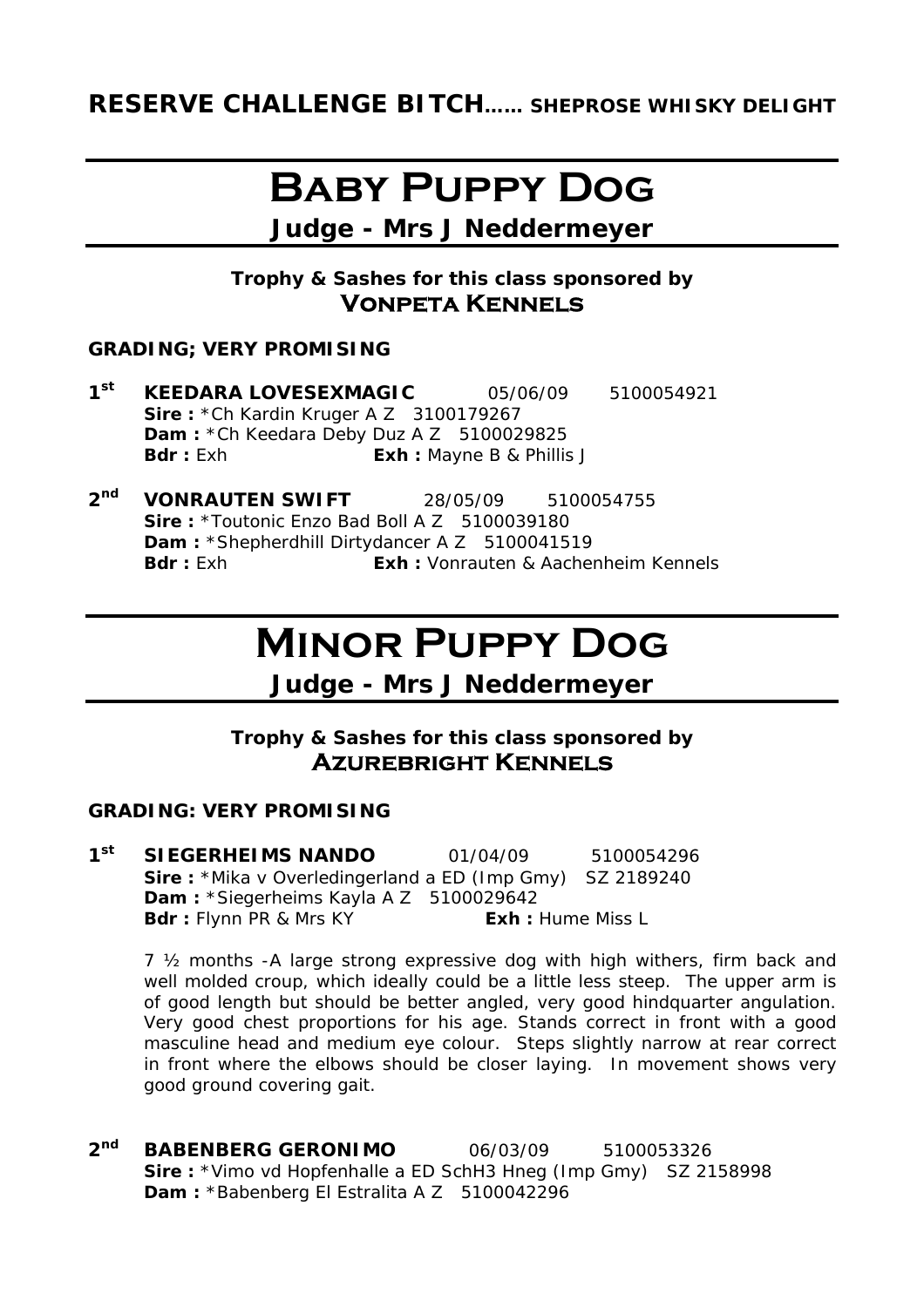**RESERVE CHALLENGE BITCH…… SHEPROSE WHISKY DELIGHT**

# Baby Puppy Dog

## Judge - Mrs J Neddermeyer

**Trophy & Sashes for this class sponsored by**
**Vonpeta Kennels**

**GRADING; VERY PROMISING**

**1st** **KEEDARA LOVESEXMAGIC** 05/06/09 5100054921
**Sire :** *Ch Kardin Kruger A Z 3100179267
**Dam :** *Ch Keedara Deby Duz A Z 5100029825
**Bdr :** Exh **Exh :** Mayne B & Phillis J

**2nd** **VONRAUTEN SWIFT** 28/05/09 5100054755
**Sire :** *Toutonic Enzo Bad Boll A Z 5100039180
**Dam :** *Shepherdhill Dirtydancer A Z 5100041519
**Bdr :** Exh **Exh :** Vonrauten & Aachenheim Kennels

# Minor Puppy Dog

## Judge - Mrs J Neddermeyer

**Trophy & Sashes for this class sponsored by**
**Azurebright Kennels**

**GRADING: VERY PROMISING**

**1st** **SIEGERHEIMS NANDO** 01/04/09 5100054296
**Sire :** *Mika v Overledingerland a ED (Imp Gmy) SZ 2189240
**Dam :** *Siegerheims Kayla A Z 5100029642
**Bdr :** Flynn PR & Mrs KY **Exh :** Hume Miss L

7 ½ months -A large strong expressive dog with high withers, firm back and well molded croup, which ideally could be a little less steep. The upper arm is of good length but should be better angled, very good hindquarter angulation. Very good chest proportions for his age. Stands correct in front with a good masculine head and medium eye colour. Steps slightly narrow at rear correct in front where the elbows should be closer laying. In movement shows very good ground covering gait.

**2nd** **BABENBERG GERONIMO** 06/03/09 5100053326
**Sire :** *Vimo vd Hopfenhalle a ED SchH3 Hneg (Imp Gmy) SZ 2158998
**Dam :** *Babenberg El Estralita A Z 5100042296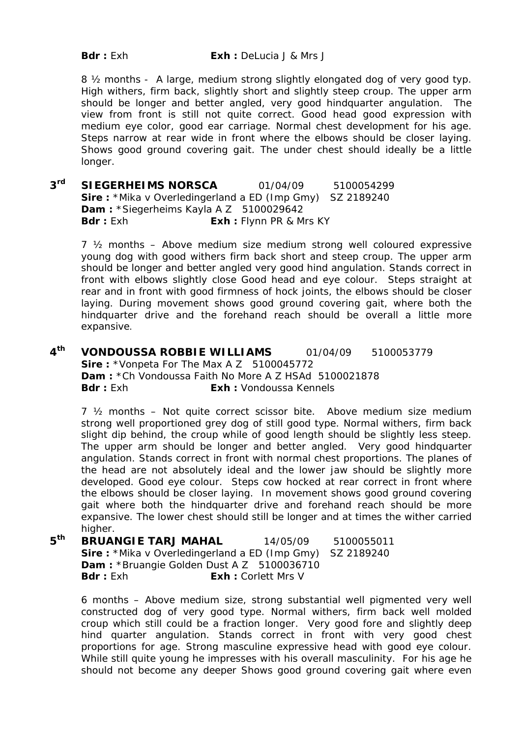**Bdr :** Exh **Exh :** DeLucia J & Mrs J

8 ½ months - A large, medium strong slightly elongated dog of very good typ. High withers, firm back, slightly short and slightly steep croup. The upper arm should be longer and better angled, very good hindquarter angulation. The view from front is still not quite correct. Good head good expression with medium eye color, good ear carriage. Normal chest development for his age. Steps narrow at rear wide in front where the elbows should be closer laying. Shows good ground covering gait. The under chest should ideally be a little longer.

**3rd SIEGERHEIMS NORSCA** 01/04/09 5100054299
**Sire :** *Mika v Overledingerland a ED (Imp Gmy) SZ 2189240
**Dam :** *Siegerheims Kayla A Z 5100029642
**Bdr :** Exh **Exh :** Flynn PR & Mrs KY

7 ½ months – Above medium size medium strong well coloured expressive young dog with good withers firm back short and steep croup. The upper arm should be longer and better angled very good hind angulation. Stands correct in front with elbows slightly close Good head and eye colour. Steps straight at rear and in front with good firmness of hock joints, the elbows should be closer laying. During movement shows good ground covering gait, where both the hindquarter drive and the forehand reach should be overall a little more expansive.

**4th VONDOUSSA ROBBIE WILLIAMS** 01/04/09 5100053779
**Sire :** *Vonpeta For The Max A Z 5100045772
**Dam :** *Ch Vondoussa Faith No More A Z HSAd 5100021878
**Bdr :** Exh **Exh :** Vondoussa Kennels

7 ½ months – Not quite correct scissor bite. Above medium size medium strong well proportioned grey dog of still good type. Normal withers, firm back slight dip behind, the croup while of good length should be slightly less steep. The upper arm should be longer and better angled. Very good hindquarter angulation. Stands correct in front with normal chest proportions. The planes of the head are not absolutely ideal and the lower jaw should be slightly more developed. Good eye colour. Steps cow hocked at rear correct in front where the elbows should be closer laying. In movement shows good ground covering gait where both the hindquarter drive and forehand reach should be more expansive. The lower chest should still be longer and at times the wither carried higher.

**5th BRUANGIE TARJ MAHAL** 14/05/09 5100055011
**Sire :** *Mika v Overledingerland a ED (Imp Gmy) SZ 2189240
**Dam :** *Bruangie Golden Dust A Z 5100036710
**Bdr :** Exh **Exh :** Corlett Mrs V

6 months – Above medium size, strong substantial well pigmented very well constructed dog of very good type. Normal withers, firm back well molded croup which still could be a fraction longer. Very good fore and slightly deep hind quarter angulation. Stands correct in front with very good chest proportions for age. Strong masculine expressive head with good eye colour. While still quite young he impresses with his overall masculinity. For his age he should not become any deeper Shows good ground covering gait where even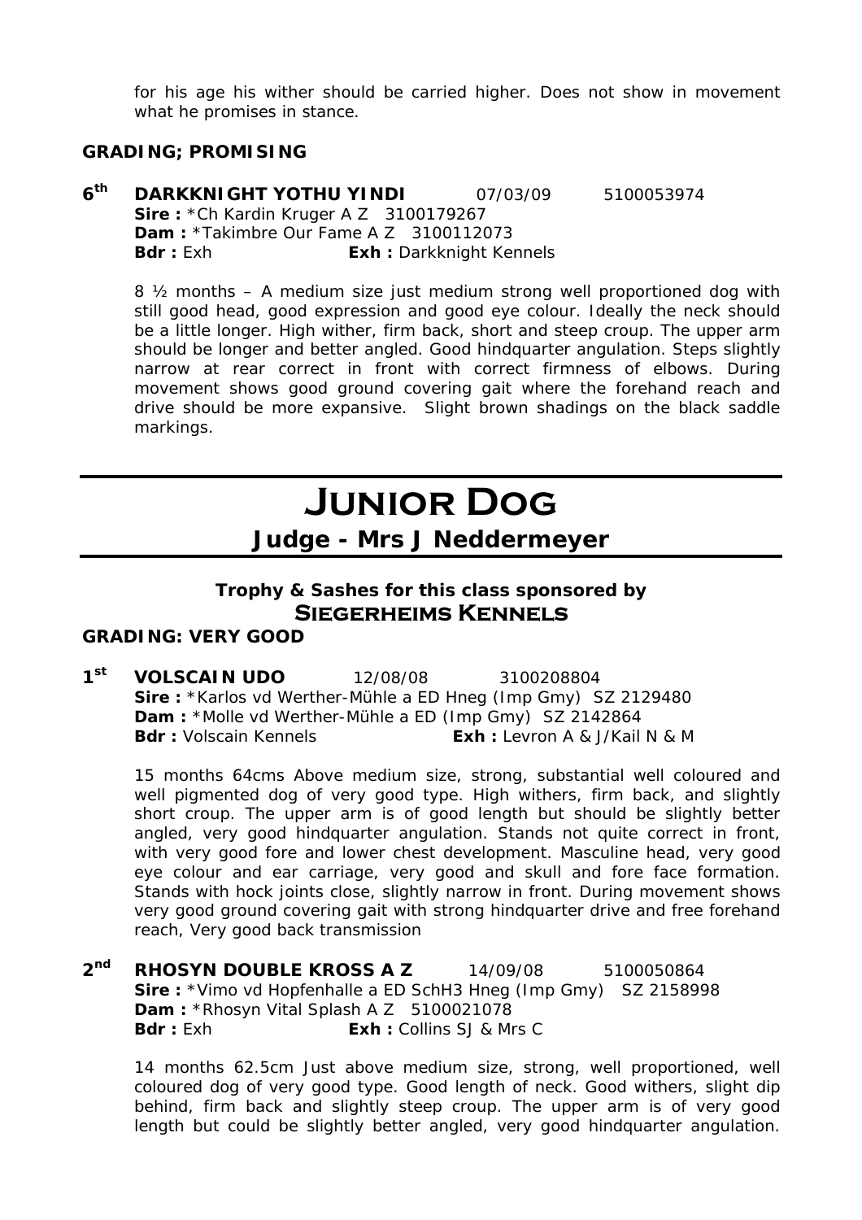for his age his wither should be carried higher. Does not show in movement what he promises in stance.

**GRADING; PROMISING**

**6th DARKKNIGHT YOTHU YINDI** 07/03/09 5100053974
**Sire :** *Ch Kardin Kruger A Z 3100179267
**Dam :** *Takimbre Our Fame A Z 3100112073
**Bdr :** Exh **Exh :** Darkknight Kennels

8 ½ months – A medium size just medium strong well proportioned dog with still good head, good expression and good eye colour. Ideally the neck should be a little longer. High wither, firm back, short and steep croup. The upper arm should be longer and better angled. Good hindquarter angulation. Steps slightly narrow at rear correct in front with correct firmness of elbows. During movement shows good ground covering gait where the forehand reach and drive should be more expansive. Slight brown shadings on the black saddle markings.

# JUNIOR DOG

## Judge - Mrs J Neddermeyer

**Trophy & Sashes for this class sponsored by**
**SIEGERHEIMS KENNELS**

**GRADING: VERY GOOD**

**1st VOLSCAIN UDO** 12/08/08 3100208804
**Sire :** *Karlos vd Werther-Mühle a ED Hneg (Imp Gmy) SZ 2129480
**Dam :** *Molle vd Werther-Mühle a ED (Imp Gmy) SZ 2142864
**Bdr :** Volscain Kennels **Exh :** Levron A & J/Kail N & M

15 months 64cms Above medium size, strong, substantial well coloured and well pigmented dog of very good type. High withers, firm back, and slightly short croup. The upper arm is of good length but should be slightly better angled, very good hindquarter angulation. Stands not quite correct in front, with very good fore and lower chest development. Masculine head, very good eye colour and ear carriage, very good and skull and fore face formation. Stands with hock joints close, slightly narrow in front. During movement shows very good ground covering gait with strong hindquarter drive and free forehand reach, Very good back transmission

**2nd RHOSYN DOUBLE KROSS A Z** 14/09/08 5100050864
**Sire :** *Vimo vd Hopfenhalle a ED SchH3 Hneg (Imp Gmy) SZ 2158998
**Dam :** *Rhosyn Vital Splash A Z 5100021078
**Bdr :** Exh **Exh :** Collins SJ & Mrs C

14 months 62.5cm Just above medium size, strong, well proportioned, well coloured dog of very good type. Good length of neck. Good withers, slight dip behind, firm back and slightly steep croup. The upper arm is of very good length but could be slightly better angled, very good hindquarter angulation.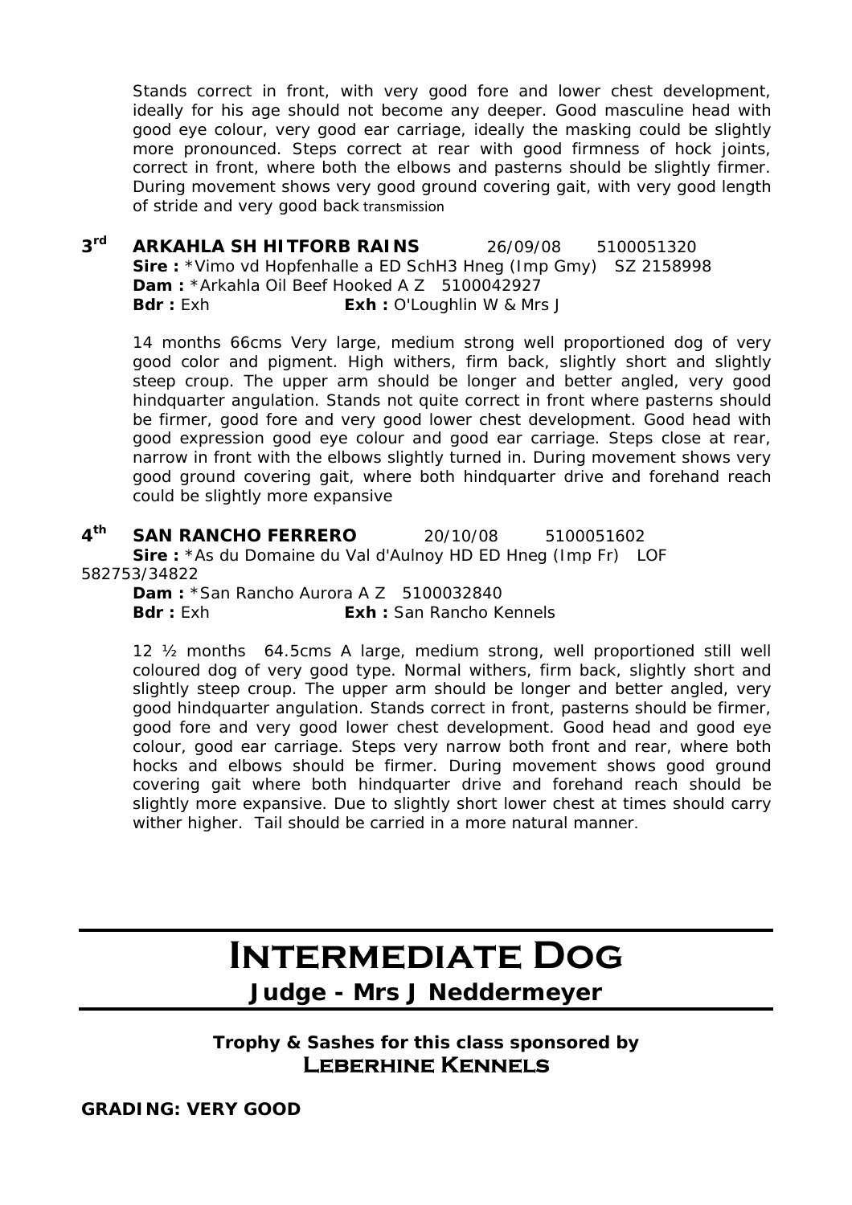Stands correct in front, with very good fore and lower chest development, ideally for his age should not become any deeper. Good masculine head with good eye colour, very good ear carriage, ideally the masking could be slightly more pronounced. Steps correct at rear with good firmness of hock joints, correct in front, where both the elbows and pasterns should be slightly firmer. During movement shows very good ground covering gait, with very good length of stride and very good back transmission

**3rd** **ARKAHLA SH HITFORB RAINS** 26/09/08 5100051320
**Sire :** *Vimo vd Hopfenhalle a ED SchH3 Hneg (Imp Gmy) SZ 2158998
**Dam :** *Arkahla Oil Beef Hooked A Z 5100042927
**Bdr :** Exh **Exh :** O'Loughlin W & Mrs J

14 months 66cms Very large, medium strong well proportioned dog of very good color and pigment. High withers, firm back, slightly short and slightly steep croup. The upper arm should be longer and better angled, very good hindquarter angulation. Stands not quite correct in front where pasterns should be firmer, good fore and very good lower chest development. Good head with good expression good eye colour and good ear carriage. Steps close at rear, narrow in front with the elbows slightly turned in. During movement shows very good ground covering gait, where both hindquarter drive and forehand reach could be slightly more expansive

**4th** **SAN RANCHO FERRERO** 20/10/08 5100051602
**Sire :** *As du Domaine du Val d'Aulnoy HD ED Hneg (Imp Fr) LOF 582753/34822
**Dam :** *San Rancho Aurora A Z 5100032840
**Bdr :** Exh **Exh :** San Rancho Kennels

12 ½ months 64.5cms A large, medium strong, well proportioned still well coloured dog of very good type. Normal withers, firm back, slightly short and slightly steep croup. The upper arm should be longer and better angled, very good hindquarter angulation. Stands correct in front, pasterns should be firmer, good fore and very good lower chest development. Good head and good eye colour, good ear carriage. Steps very narrow both front and rear, where both hocks and elbows should be firmer. During movement shows good ground covering gait where both hindquarter drive and forehand reach should be slightly more expansive. Due to slightly short lower chest at times should carry wither higher. Tail should be carried in a more natural manner.

# Intermediate Dog

## Judge - Mrs J Neddermeyer

**Trophy & Sashes for this class sponsored by**
**Leberhine Kennels**

**GRADING: VERY GOOD**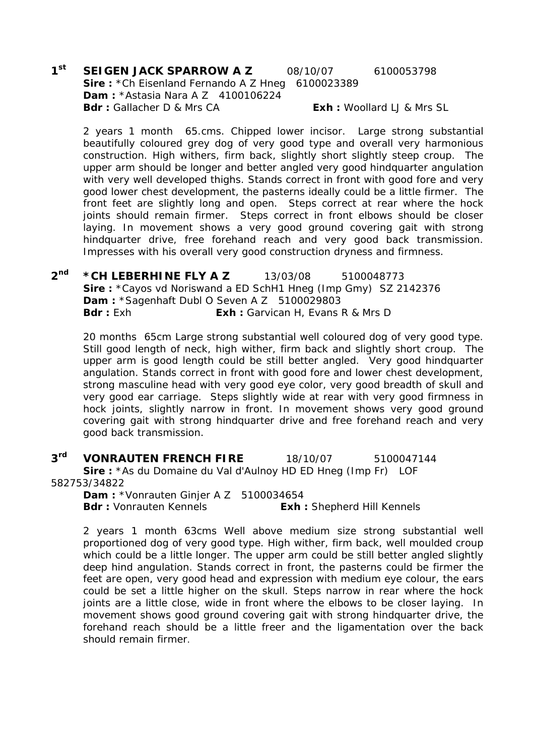**1st SEIGEN JACK SPARROW A Z** 08/10/07 6100053798
**Sire :** *Ch Eisenland Fernando A Z Hneg 6100023389
**Dam :** *Astasia Nara A Z 4100106224
**Bdr :** Gallacher D & Mrs CA **Exh :** Woollard LJ & Mrs SL

2 years 1 month 65.cms. Chipped lower incisor. Large strong substantial beautifully coloured grey dog of very good type and overall very harmonious construction. High withers, firm back, slightly short slightly steep croup. The upper arm should be longer and better angled very good hindquarter angulation with very well developed thighs. Stands correct in front with good fore and very good lower chest development, the pasterns ideally could be a little firmer. The front feet are slightly long and open. Steps correct at rear where the hock joints should remain firmer. Steps correct in front elbows should be closer laying. In movement shows a very good ground covering gait with strong hindquarter drive, free forehand reach and very good back transmission. Impresses with his overall very good construction dryness and firmness.

**2nd *CH LEBERHINE FLY A Z** 13/03/08 5100048773
**Sire :** *Cayos vd Noriswand a ED SchH1 Hneg (Imp Gmy) SZ 2142376
**Dam :** *Sagenhaft Dubl O Seven A Z 5100029803
**Bdr :** Exh **Exh :** Garvican H, Evans R & Mrs D

20 months 65cm Large strong substantial well coloured dog of very good type. Still good length of neck, high wither, firm back and slightly short croup. The upper arm is good length could be still better angled. Very good hindquarter angulation. Stands correct in front with good fore and lower chest development, strong masculine head with very good eye color, very good breadth of skull and very good ear carriage. Steps slightly wide at rear with very good firmness in hock joints, slightly narrow in front. In movement shows very good ground covering gait with strong hindquarter drive and free forehand reach and very good back transmission.

**3rd VONRAUTEN FRENCH FIRE** 18/10/07 5100047144
**Sire :** *As du Domaine du Val d'Aulnoy HD ED Hneg (Imp Fr) LOF 582753/34822
**Dam :** *Vonrauten Ginjer A Z 5100034654
**Bdr :** Vonrauten Kennels **Exh :** Shepherd Hill Kennels

2 years 1 month 63cms Well above medium size strong substantial well proportioned dog of very good type. High wither, firm back, well moulded croup which could be a little longer. The upper arm could be still better angled slightly deep hind angulation. Stands correct in front, the pasterns could be firmer the feet are open, very good head and expression with medium eye colour, the ears could be set a little higher on the skull. Steps narrow in rear where the hock joints are a little close, wide in front where the elbows to be closer laying. In movement shows good ground covering gait with strong hindquarter drive, the forehand reach should be a little freer and the ligamentation over the back should remain firmer.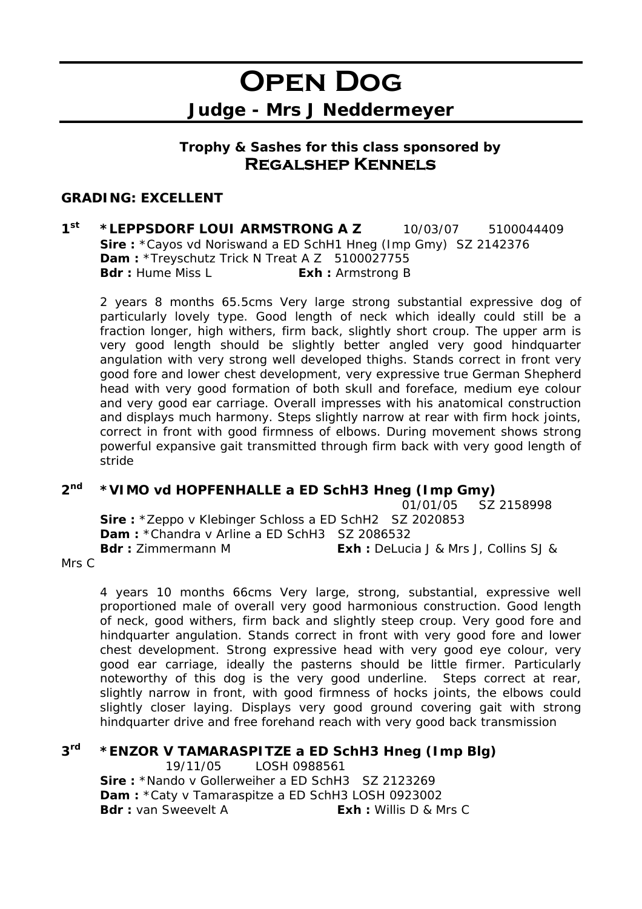# Open Dog

## Judge - Mrs J Neddermeyer

**Trophy & Sashes for this class sponsored by**
**Regalshep Kennels**

**GRADING: EXCELLENT**

**1st** **\*LEPPSDORF LOUI ARMSTRONG A Z** 10/03/07 5100044409
**Sire :** \*Cayos vd Noriswand a ED SchH1 Hneg (Imp Gmy) SZ 2142376
**Dam :** \*Treyschutz Trick N Treat A Z 5100027755
**Bdr :** Hume Miss L **Exh :** Armstrong B

2 years 8 months 65.5cms Very large strong substantial expressive dog of particularly lovely type. Good length of neck which ideally could still be a fraction longer, high withers, firm back, slightly short croup. The upper arm is very good length should be slightly better angled very good hindquarter angulation with very strong well developed thighs. Stands correct in front very good fore and lower chest development, very expressive true German Shepherd head with very good formation of both skull and foreface, medium eye colour and very good ear carriage. Overall impresses with his anatomical construction and displays much harmony. Steps slightly narrow at rear with firm hock joints, correct in front with good firmness of elbows. During movement shows strong powerful expansive gait transmitted through firm back with very good length of stride

**2nd** **\*VIMO vd HOPFENHALLE a ED SchH3 Hneg (Imp Gmy)**
01/01/05 SZ 2158998
**Sire :** \*Zeppo v Klebinger Schloss a ED SchH2 SZ 2020853
**Dam :** \*Chandra v Arline a ED SchH3 SZ 2086532
**Bdr :** Zimmermann M **Exh :** DeLucia J & Mrs J, Collins SJ & Mrs C

4 years 10 months 66cms Very large, strong, substantial, expressive well proportioned male of overall very good harmonious construction. Good length of neck, good withers, firm back and slightly steep croup. Very good fore and hindquarter angulation. Stands correct in front with very good fore and lower chest development. Strong expressive head with very good eye colour, very good ear carriage, ideally the pasterns should be little firmer. Particularly noteworthy of this dog is the very good underline. Steps correct at rear, slightly narrow in front, with good firmness of hocks joints, the elbows could slightly closer laying. Displays very good ground covering gait with strong hindquarter drive and free forehand reach with very good back transmission

**3rd** **\*ENZOR V TAMARASPITZE a ED SchH3 Hneg (Imp Blg)**
19/11/05 LOSH 0988561
**Sire :** \*Nando v Gollerweiher a ED SchH3 SZ 2123269
**Dam :** \*Caty v Tamaraspitze a ED SchH3 LOSH 0923002
**Bdr :** van Sweevelt A **Exh :** Willis D & Mrs C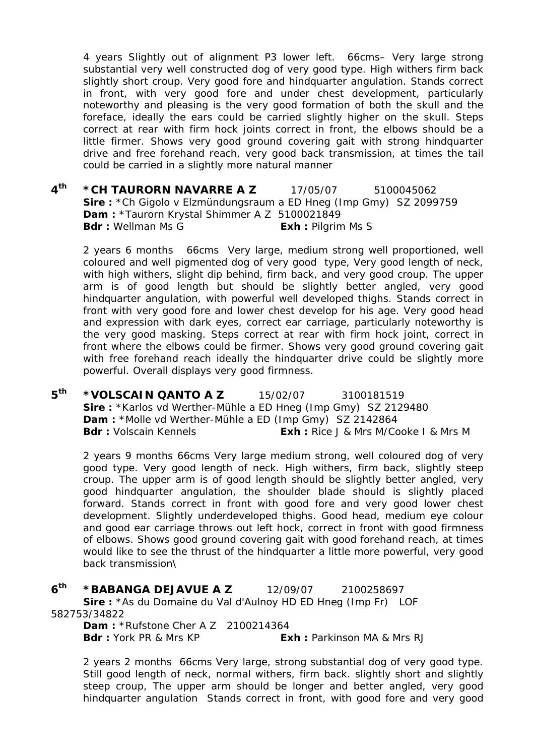4 years Slightly out of alignment P3 lower left. 66cms– Very large strong substantial very well constructed dog of very good type. High withers firm back slightly short croup. Very good fore and hindquarter angulation. Stands correct in front, with very good fore and under chest development, particularly noteworthy and pleasing is the very good formation of both the skull and the foreface, ideally the ears could be carried slightly higher on the skull. Steps correct at rear with firm hock joints correct in front, the elbows should be a little firmer. Shows very good ground covering gait with strong hindquarter drive and free forehand reach, very good back transmission, at times the tail could be carried in a slightly more natural manner

**4th** **\*CH TAURORN NAVARRE A Z** 17/05/07 5100045062
**Sire :** \*Ch Gigolo v Elzmündungsraum a ED Hneg (Imp Gmy) SZ 2099759
**Dam :** \*Taurorn Krystal Shimmer A Z 5100021849
**Bdr :** Wellman Ms G **Exh :** Pilgrim Ms S

2 years 6 months 66cms Very large, medium strong well proportioned, well coloured and well pigmented dog of very good type, Very good length of neck, with high withers, slight dip behind, firm back, and very good croup. The upper arm is of good length but should be slightly better angled, very good hindquarter angulation, with powerful well developed thighs. Stands correct in front with very good fore and lower chest develop for his age. Very good head and expression with dark eyes, correct ear carriage, particularly noteworthy is the very good masking. Steps correct at rear with firm hock joint, correct in front where the elbows could be firmer. Shows very good ground covering gait with free forehand reach ideally the hindquarter drive could be slightly more powerful. Overall displays very good firmness.

**5th** **\*VOLSCAIN QANTO A Z** 15/02/07 3100181519
**Sire :** \*Karlos vd Werther-Mühle a ED Hneg (Imp Gmy) SZ 2129480
**Dam :** \*Molle vd Werther-Mühle a ED (Imp Gmy) SZ 2142864
**Bdr :** Volscain Kennels **Exh :** Rice J & Mrs M/Cooke I & Mrs M

2 years 9 months 66cms Very large medium strong, well coloured dog of very good type. Very good length of neck. High withers, firm back, slightly steep croup. The upper arm is of good length should be slightly better angled, very good hindquarter angulation, the shoulder blade should is slightly placed forward. Stands correct in front with good fore and very good lower chest development. Slightly underdeveloped thighs. Good head, medium eye colour and good ear carriage throws out left hock, correct in front with good firmness of elbows. Shows good ground covering gait with good forehand reach, at times would like to see the thrust of the hindquarter a little more powerful, very good back transmission\

**6th** **\*BABANGA DEJAVUE A Z** 12/09/07 2100258697
**Sire :** \*As du Domaine du Val d'Aulnoy HD ED Hneg (Imp Fr) LOF 582753/34822
**Dam :** \*Rufstone Cher A Z 2100214364
**Bdr :** York PR & Mrs KP **Exh :** Parkinson MA & Mrs RJ

2 years 2 months 66cms Very large, strong substantial dog of very good type. Still good length of neck, normal withers, firm back. slightly short and slightly steep croup, The upper arm should be longer and better angled, very good hindquarter angulation Stands correct in front, with good fore and very good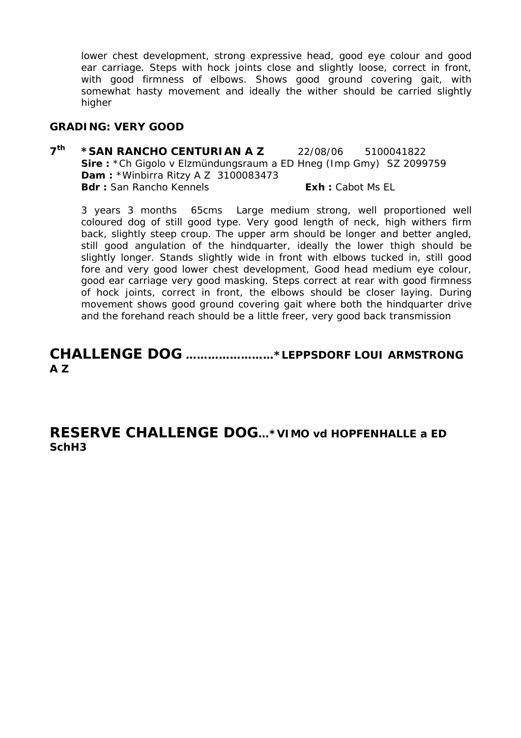lower chest development, strong expressive head, good eye colour and good ear carriage. Steps with hock joints close and slightly loose, correct in front, with good firmness of elbows. Shows good ground covering gait, with somewhat hasty movement and ideally the wither should be carried slightly higher

**GRADING: VERY GOOD**

**7th** **\*SAN RANCHO CENTURIAN A Z** 22/08/06 5100041822
**Sire :** \*Ch Gigolo v Elzmündungsraum a ED Hneg (Imp Gmy) SZ 2099759
**Dam :** \*Winbirra Ritzy A Z 3100083473
**Bdr :** San Rancho Kennels **Exh :** Cabot Ms EL

3 years 3 months 65cms Large medium strong, well proportioned well coloured dog of still good type. Very good length of neck, high withers firm back, slightly steep croup. The upper arm should be longer and better angled, still good angulation of the hindquarter, ideally the lower thigh should be slightly longer. Stands slightly wide in front with elbows tucked in, still good fore and very good lower chest development, Good head medium eye colour, good ear carriage very good masking. Steps correct at rear with good firmness of hock joints, correct in front, the elbows should be closer laying. During movement shows good ground covering gait where both the hindquarter drive and the forehand reach should be a little freer, very good back transmission

## CHALLENGE DOG ……………………\*LEPPSDORF LOUI ARMSTRONG A Z

## RESERVE CHALLENGE DOG…\*VIMO vd HOPFENHALLE a ED SchH3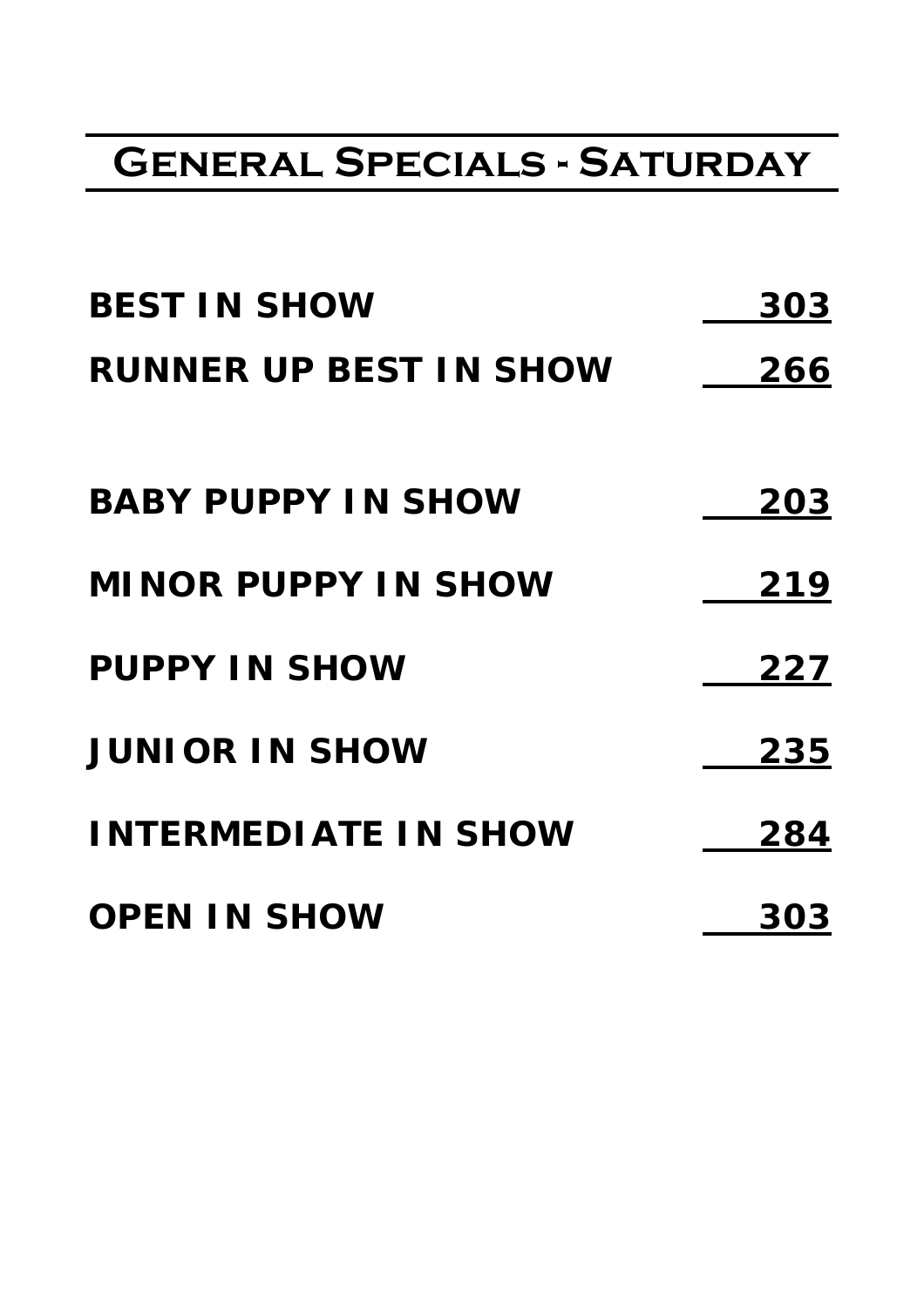# General Specials - Saturday

| | |
|---|---|
| **BEST IN SHOW** | **303** |
| **RUNNER UP BEST IN SHOW** | **266** |
| | |
| **BABY PUPPY IN SHOW** | **203** |
| **MINOR PUPPY IN SHOW** | **219** |
| **PUPPY IN SHOW** | **227** |
| **JUNIOR IN SHOW** | **235** |
| **INTERMEDIATE IN SHOW** | **284** |
| **OPEN IN SHOW** | **303** |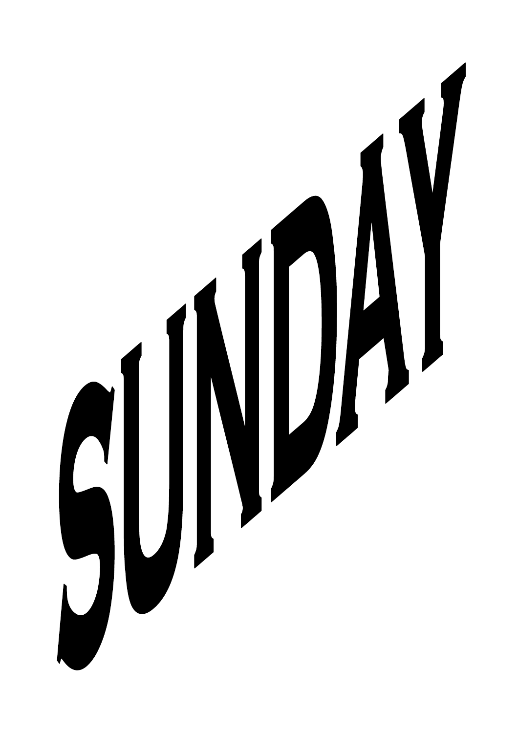# SUNDAY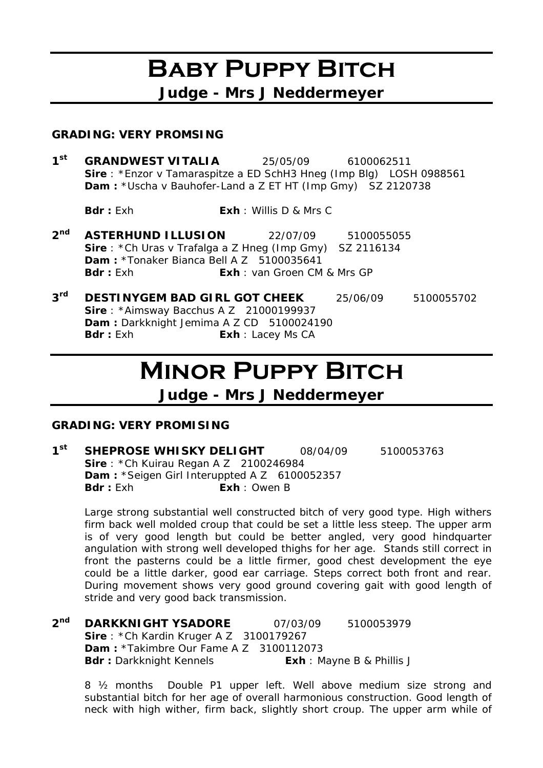# Baby Puppy Bitch

## Judge - Mrs J Neddermeyer

**GRADING: VERY PROMSING**

**1st** **GRANDWEST VITALIA** 25/05/09 6100062511
**Sire** : *Enzor v Tamaraspitze a ED SchH3 Hneg (Imp Blg) LOSH 0988561
**Dam :** *Uscha v Bauhofer-Land a Z ET HT (Imp Gmy) SZ 2120738

**Bdr :** Exh **Exh** : Willis D & Mrs C

**2nd** **ASTERHUND ILLUSION** 22/07/09 5100055055
**Sire** : *Ch Uras v Trafalga a Z Hneg (Imp Gmy) SZ 2116134
**Dam :** *Tonaker Bianca Bell A Z 5100035641
**Bdr :** Exh **Exh** : van Groen CM & Mrs GP

**3rd** **DESTINYGEM BAD GIRL GOT CHEEK** 25/06/09 5100055702
**Sire** : *Aimsway Bacchus A Z 21000199937
**Dam :** Darkknight Jemima A Z CD 5100024190
**Bdr :** Exh **Exh** : Lacey Ms CA

# Minor Puppy Bitch

## Judge - Mrs J Neddermeyer

**GRADING: VERY PROMISING**

**1st** **SHEPROSE WHISKY DELIGHT** 08/04/09 5100053763
**Sire** : *Ch Kuirau Regan A Z 2100246984
**Dam :** *Seigen Girl Interuppted A Z 6100052357
**Bdr :** Exh **Exh** : Owen B

Large strong substantial well constructed bitch of very good type. High withers firm back well molded croup that could be set a little less steep. The upper arm is of very good length but could be better angled, very good hindquarter angulation with strong well developed thighs for her age. Stands still correct in front the pasterns could be a little firmer, good chest development the eye could be a little darker, good ear carriage. Steps correct both front and rear. During movement shows very good ground covering gait with good length of stride and very good back transmission.

**2nd** **DARKKNIGHT YSADORE** 07/03/09 5100053979
**Sire** : *Ch Kardin Kruger A Z 3100179267
**Dam :** *Takimbre Our Fame A Z 3100112073
**Bdr :** Darkknight Kennels **Exh** : Mayne B & Phillis J

8 ½ months Double P1 upper left. Well above medium size strong and substantial bitch for her age of overall harmonious construction. Good length of neck with high wither, firm back, slightly short croup. The upper arm while of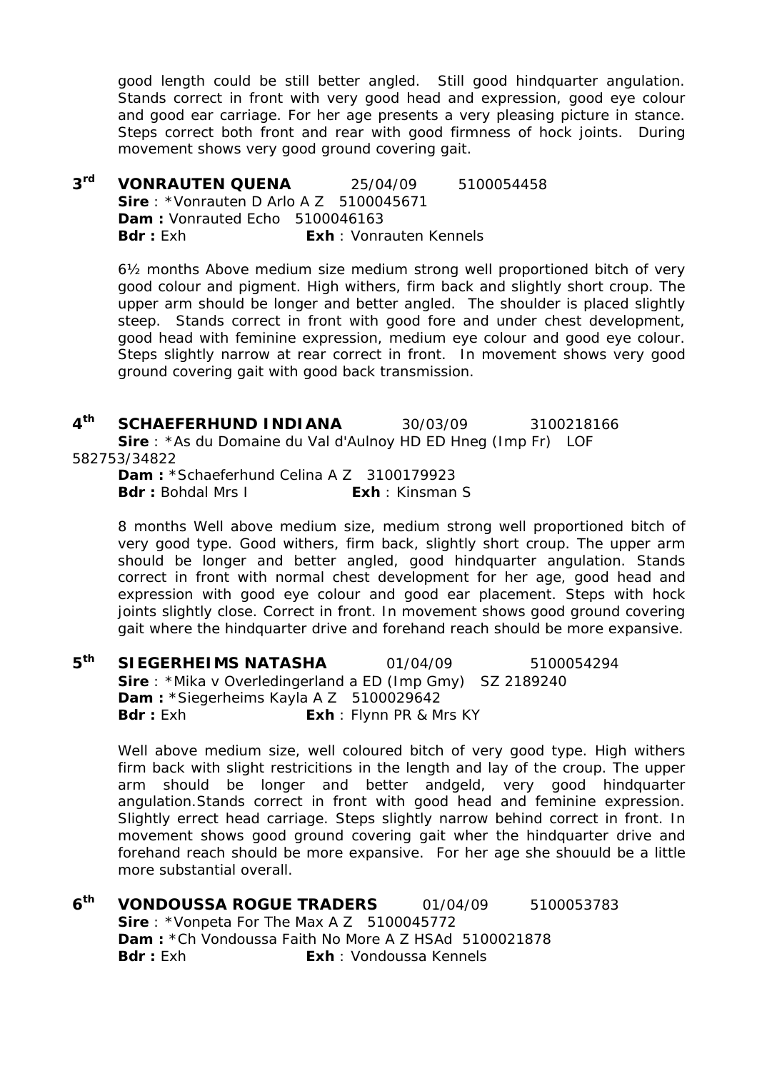good length could be still better angled. Still good hindquarter angulation. Stands correct in front with very good head and expression, good eye colour and good ear carriage. For her age presents a very pleasing picture in stance. Steps correct both front and rear with good firmness of hock joints. During movement shows very good ground covering gait.

**3rd VONRAUTEN QUENA** 25/04/09 5100054458
**Sire** : *Vonrauten D Arlo A Z 5100045671
**Dam :** Vonrauted Echo 5100046163
**Bdr :** Exh **Exh** : Vonrauten Kennels

6½ months Above medium size medium strong well proportioned bitch of very good colour and pigment. High withers, firm back and slightly short croup. The upper arm should be longer and better angled. The shoulder is placed slightly steep. Stands correct in front with good fore and under chest development, good head with feminine expression, medium eye colour and good eye colour. Steps slightly narrow at rear correct in front. In movement shows very good ground covering gait with good back transmission.

**4th SCHAEFERHUND INDIANA** 30/03/09 3100218166
**Sire** : *As du Domaine du Val d'Aulnoy HD ED Hneg (Imp Fr) LOF 582753/34822
**Dam :** *Schaeferhund Celina A Z 3100179923
**Bdr :** Bohdal Mrs I **Exh** : Kinsman S

8 months Well above medium size, medium strong well proportioned bitch of very good type. Good withers, firm back, slightly short croup. The upper arm should be longer and better angled, good hindquarter angulation. Stands correct in front with normal chest development for her age, good head and expression with good eye colour and good ear placement. Steps with hock joints slightly close. Correct in front. In movement shows good ground covering gait where the hindquarter drive and forehand reach should be more expansive.

**5th SIEGERHEIMS NATASHA** 01/04/09 5100054294
**Sire** : *Mika v Overledingerland a ED (Imp Gmy) SZ 2189240
**Dam :** *Siegerheims Kayla A Z 5100029642
**Bdr :** Exh **Exh** : Flynn PR & Mrs KY

Well above medium size, well coloured bitch of very good type. High withers firm back with slight restricitions in the length and lay of the croup. The upper arm should be longer and better andgeld, very good hindquarter angulation.Stands correct in front with good head and feminine expression. Slightly errect head carriage. Steps slightly narrow behind correct in front. In movement shows good ground covering gait wher the hindquarter drive and forehand reach should be more expansive. For her age she shouuld be a little more substantial overall.

**6th VONDOUSSA ROGUE TRADERS** 01/04/09 5100053783
**Sire** : *Vonpeta For The Max A Z 5100045772
**Dam :** *Ch Vondoussa Faith No More A Z HSAd 5100021878
**Bdr :** Exh **Exh** : Vondoussa Kennels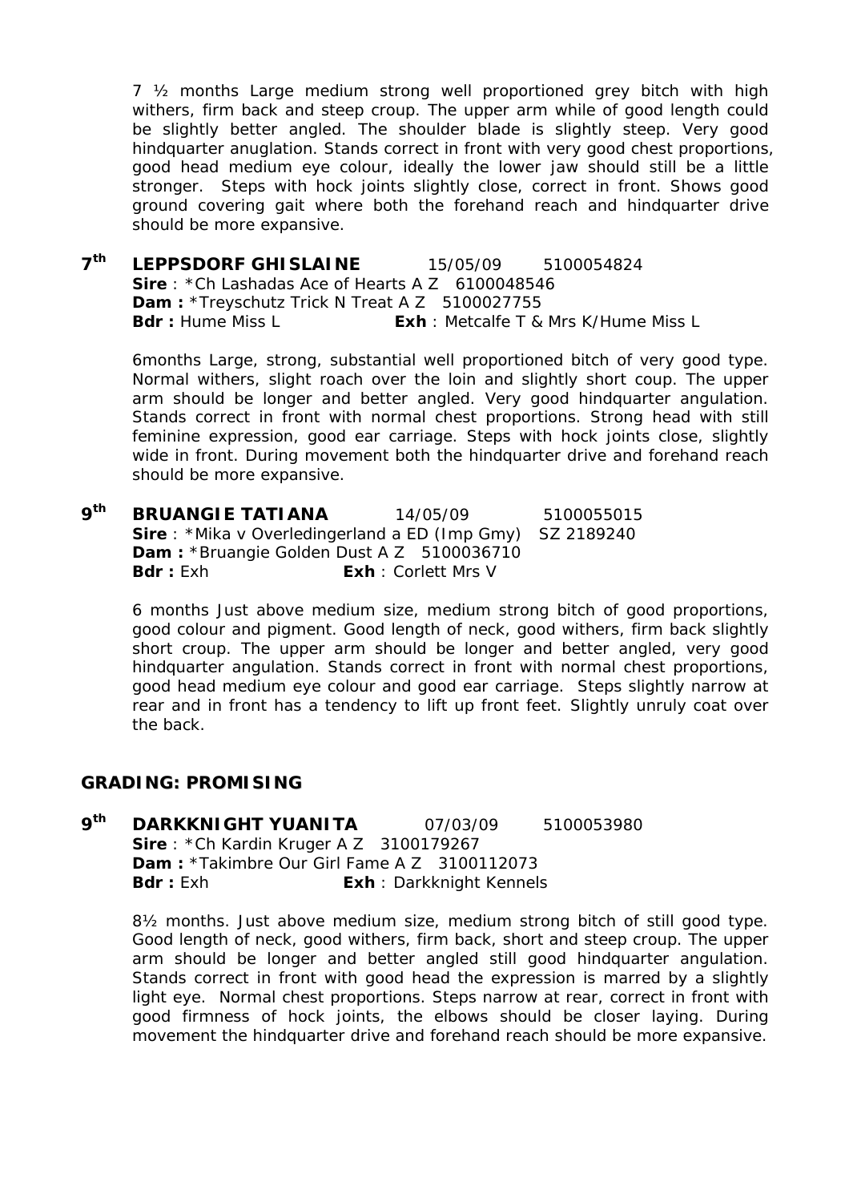7 ½ months Large medium strong well proportioned grey bitch with high withers, firm back and steep croup. The upper arm while of good length could be slightly better angled. The shoulder blade is slightly steep. Very good hindquarter anuglation. Stands correct in front with very good chest proportions, good head medium eye colour, ideally the lower jaw should still be a little stronger. Steps with hock joints slightly close, correct in front. Shows good ground covering gait where both the forehand reach and hindquarter drive should be more expansive.

**7th LEPPSDORF GHISLAINE** 15/05/09 5100054824
**Sire** : *Ch Lashadas Ace of Hearts A Z 6100048546
**Dam :** *Treyschutz Trick N Treat A Z 5100027755
**Bdr :** Hume Miss L **Exh** : Metcalfe T & Mrs K/Hume Miss L

6months Large, strong, substantial well proportioned bitch of very good type. Normal withers, slight roach over the loin and slightly short coup. The upper arm should be longer and better angled. Very good hindquarter angulation. Stands correct in front with normal chest proportions. Strong head with still feminine expression, good ear carriage. Steps with hock joints close, slightly wide in front. During movement both the hindquarter drive and forehand reach should be more expansive.

**9th BRUANGIE TATIANA** 14/05/09 5100055015
**Sire** : *Mika v Overledingerland a ED (Imp Gmy) SZ 2189240
**Dam :** *Bruangie Golden Dust A Z 5100036710
**Bdr :** Exh **Exh** : Corlett Mrs V

6 months Just above medium size, medium strong bitch of good proportions, good colour and pigment. Good length of neck, good withers, firm back slightly short croup. The upper arm should be longer and better angled, very good hindquarter angulation. Stands correct in front with normal chest proportions, good head medium eye colour and good ear carriage. Steps slightly narrow at rear and in front has a tendency to lift up front feet. Slightly unruly coat over the back.

## GRADING: PROMISING

**9th DARKKNIGHT YUANITA** 07/03/09 5100053980
**Sire** : *Ch Kardin Kruger A Z 3100179267
**Dam :** *Takimbre Our Girl Fame A Z 3100112073
**Bdr :** Exh **Exh** : Darkknight Kennels

8½ months. Just above medium size, medium strong bitch of still good type. Good length of neck, good withers, firm back, short and steep croup. The upper arm should be longer and better angled still good hindquarter angulation. Stands correct in front with good head the expression is marred by a slightly light eye. Normal chest proportions. Steps narrow at rear, correct in front with good firmness of hock joints, the elbows should be closer laying. During movement the hindquarter drive and forehand reach should be more expansive.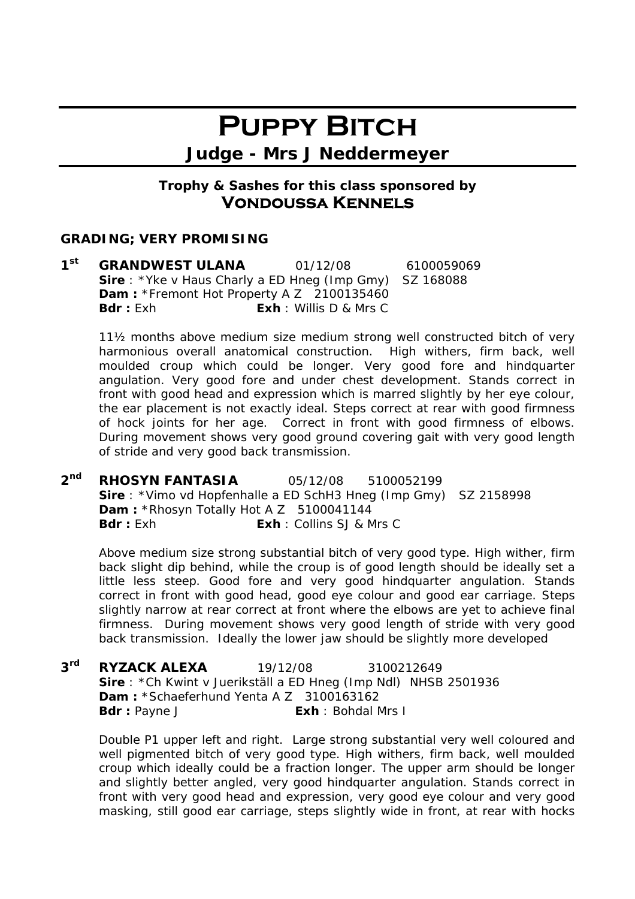# PUPPY BITCH

## Judge - Mrs J Neddermeyer

### Trophy & Sashes for this class sponsored by **VONDOUSSA KENNELS**

**GRADING; VERY PROMISING**

**1st GRANDWEST ULANA** 01/12/08 6100059069
**Sire** : *Yke v Haus Charly a ED Hneg (Imp Gmy) SZ 168088
**Dam :** *Fremont Hot Property A Z 2100135460
**Bdr :** Exh **Exh** : Willis D & Mrs C

11½ months above medium size medium strong well constructed bitch of very harmonious overall anatomical construction. High withers, firm back, well moulded croup which could be longer. Very good fore and hindquarter angulation. Very good fore and under chest development. Stands correct in front with good head and expression which is marred slightly by her eye colour, the ear placement is not exactly ideal. Steps correct at rear with good firmness of hock joints for her age. Correct in front with good firmness of elbows. During movement shows very good ground covering gait with very good length of stride and very good back transmission.

**2nd RHOSYN FANTASIA** 05/12/08 5100052199
**Sire** : *Vimo vd Hopfenhalle a ED SchH3 Hneg (Imp Gmy) SZ 2158998
**Dam :** *Rhosyn Totally Hot A Z 5100041144
**Bdr :** Exh **Exh** : Collins SJ & Mrs C

Above medium size strong substantial bitch of very good type. High wither, firm back slight dip behind, while the croup is of good length should be ideally set a little less steep. Good fore and very good hindquarter angulation. Stands correct in front with good head, good eye colour and good ear carriage. Steps slightly narrow at rear correct at front where the elbows are yet to achieve final firmness. During movement shows very good length of stride with very good back transmission. Ideally the lower jaw should be slightly more developed

**3rd RYZACK ALEXA** 19/12/08 3100212649
**Sire** : *Ch Kwint v Juerikställ a ED Hneg (Imp Ndl) NHSB 2501936
**Dam :** *Schaeferhund Yenta A Z 3100163162
**Bdr :** Payne J **Exh** : Bohdal Mrs I

Double P1 upper left and right. Large strong substantial very well coloured and well pigmented bitch of very good type. High withers, firm back, well moulded croup which ideally could be a fraction longer. The upper arm should be longer and slightly better angled, very good hindquarter angulation. Stands correct in front with very good head and expression, very good eye colour and very good masking, still good ear carriage, steps slightly wide in front, at rear with hocks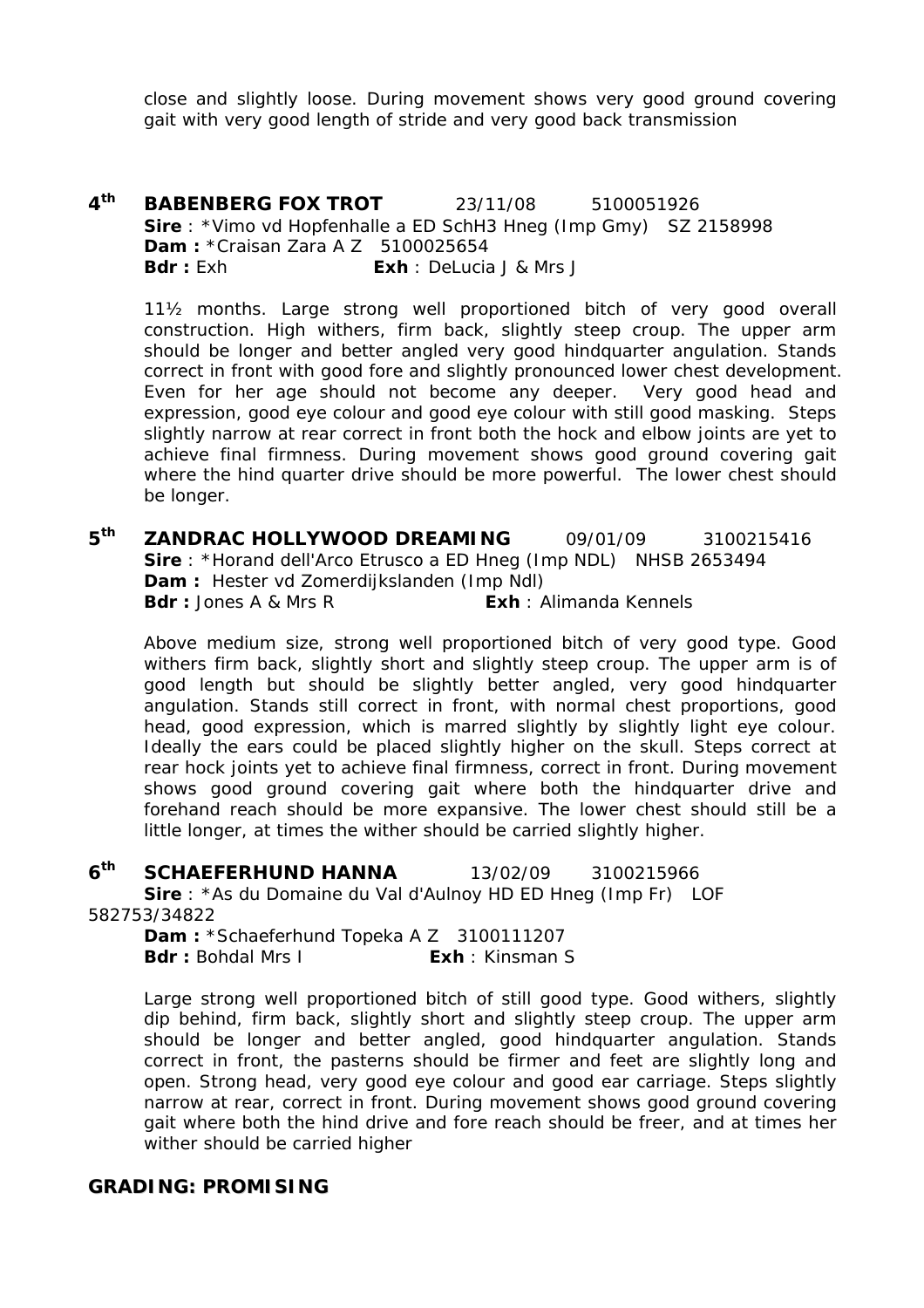close and slightly loose. During movement shows very good ground covering gait with very good length of stride and very good back transmission

**4th BABENBERG FOX TROT** 23/11/08 5100051926
**Sire** : *Vimo vd Hopfenhalle a ED SchH3 Hneg (Imp Gmy) SZ 2158998
**Dam :** *Craisan Zara A Z 5100025654
**Bdr :** Exh **Exh** : DeLucia J & Mrs J

11½ months. Large strong well proportioned bitch of very good overall construction. High withers, firm back, slightly steep croup. The upper arm should be longer and better angled very good hindquarter angulation. Stands correct in front with good fore and slightly pronounced lower chest development. Even for her age should not become any deeper. Very good head and expression, good eye colour and good eye colour with still good masking. Steps slightly narrow at rear correct in front both the hock and elbow joints are yet to achieve final firmness. During movement shows good ground covering gait where the hind quarter drive should be more powerful. The lower chest should be longer.

**5th ZANDRAC HOLLYWOOD DREAMING** 09/01/09 3100215416
**Sire** : *Horand dell'Arco Etrusco a ED Hneg (Imp NDL) NHSB 2653494
**Dam :** Hester vd Zomerdijkslanden (Imp Ndl)
**Bdr :** Jones A & Mrs R **Exh** : Alimanda Kennels

Above medium size, strong well proportioned bitch of very good type. Good withers firm back, slightly short and slightly steep croup. The upper arm is of good length but should be slightly better angled, very good hindquarter angulation. Stands still correct in front, with normal chest proportions, good head, good expression, which is marred slightly by slightly light eye colour. Ideally the ears could be placed slightly higher on the skull. Steps correct at rear hock joints yet to achieve final firmness, correct in front. During movement shows good ground covering gait where both the hindquarter drive and forehand reach should be more expansive. The lower chest should still be a little longer, at times the wither should be carried slightly higher.

**6th SCHAEFERHUND HANNA** 13/02/09 3100215966
**Sire** : *As du Domaine du Val d'Aulnoy HD ED Hneg (Imp Fr) LOF 582753/34822
**Dam :** *Schaeferhund Topeka A Z 3100111207
**Bdr :** Bohdal Mrs I **Exh** : Kinsman S

Large strong well proportioned bitch of still good type. Good withers, slightly dip behind, firm back, slightly short and slightly steep croup. The upper arm should be longer and better angled, good hindquarter angulation. Stands correct in front, the pasterns should be firmer and feet are slightly long and open. Strong head, very good eye colour and good ear carriage. Steps slightly narrow at rear, correct in front. During movement shows good ground covering gait where both the hind drive and fore reach should be freer, and at times her wither should be carried higher

**GRADING: PROMISING**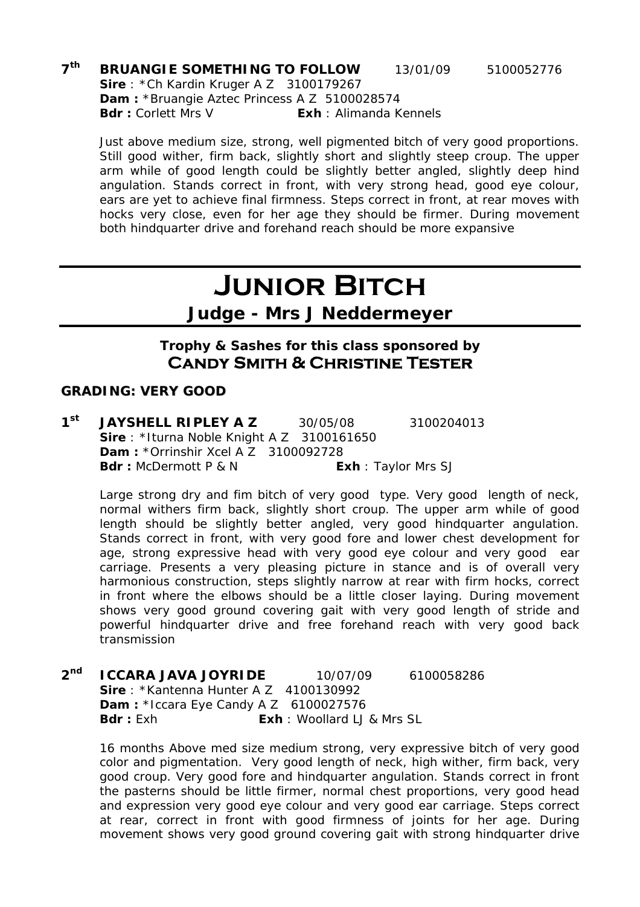**7th BRUANGIE SOMETHING TO FOLLOW** 13/01/09 5100052776
**Sire** : *Ch Kardin Kruger A Z 3100179267
**Dam :** *Bruangie Aztec Princess A Z 5100028574
**Bdr :** Corlett Mrs V **Exh** : Alimanda Kennels

Just above medium size, strong, well pigmented bitch of very good proportions. Still good wither, firm back, slightly short and slightly steep croup. The upper arm while of good length could be slightly better angled, slightly deep hind angulation. Stands correct in front, with very strong head, good eye colour, ears are yet to achieve final firmness. Steps correct in front, at rear moves with hocks very close, even for her age they should be firmer. During movement both hindquarter drive and forehand reach should be more expansive

# JUNIOR BITCH

## Judge - Mrs J Neddermeyer

**Trophy & Sashes for this class sponsored by**
**CANDY SMITH & CHRISTINE TESTER**

**GRADING: VERY GOOD**

**1st JAYSHELL RIPLEY A Z** 30/05/08 3100204013
**Sire** : *Iturna Noble Knight A Z 3100161650
**Dam :** *Orrinshir Xcel A Z 3100092728
**Bdr :** McDermott P & N **Exh** : Taylor Mrs SJ

Large strong dry and fim bitch of very good type. Very good length of neck, normal withers firm back, slightly short croup. The upper arm while of good length should be slightly better angled, very good hindquarter angulation. Stands correct in front, with very good fore and lower chest development for age, strong expressive head with very good eye colour and very good ear carriage. Presents a very pleasing picture in stance and is of overall very harmonious construction, steps slightly narrow at rear with firm hocks, correct in front where the elbows should be a little closer laying. During movement shows very good ground covering gait with very good length of stride and powerful hindquarter drive and free forehand reach with very good back transmission

**2nd ICCARA JAVA JOYRIDE** 10/07/09 6100058286
**Sire** : *Kantenna Hunter A Z 4100130992
**Dam :** *Iccara Eye Candy A Z 6100027576
**Bdr :** Exh **Exh** : Woollard LJ & Mrs SL

16 months Above med size medium strong, very expressive bitch of very good color and pigmentation. Very good length of neck, high wither, firm back, very good croup. Very good fore and hindquarter angulation. Stands correct in front the pasterns should be little firmer, normal chest proportions, very good head and expression very good eye colour and very good ear carriage. Steps correct at rear, correct in front with good firmness of joints for her age. During movement shows very good ground covering gait with strong hindquarter drive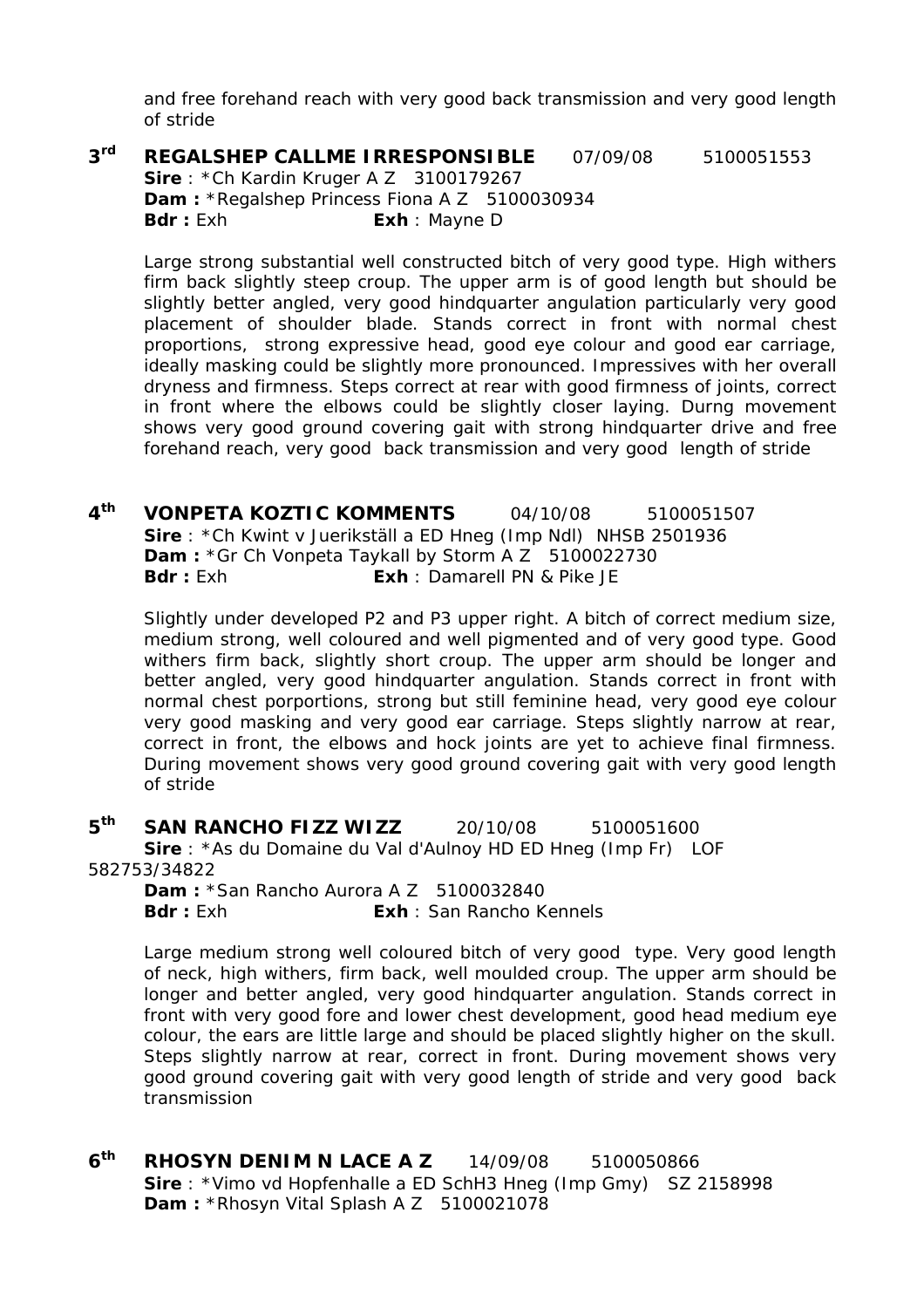and free forehand reach with very good back transmission and very good length of stride

**3rd REGALSHEP CALLME IRRESPONSIBLE** 07/09/08 5100051553
**Sire** : *Ch Kardin Kruger A Z 3100179267
**Dam :** *Regalshep Princess Fiona A Z 5100030934
**Bdr :** Exh **Exh** : Mayne D

Large strong substantial well constructed bitch of very good type. High withers firm back slightly steep croup. The upper arm is of good length but should be slightly better angled, very good hindquarter angulation particularly very good placement of shoulder blade. Stands correct in front with normal chest proportions, strong expressive head, good eye colour and good ear carriage, ideally masking could be slightly more pronounced. Impressives with her overall dryness and firmness. Steps correct at rear with good firmness of joints, correct in front where the elbows could be slightly closer laying. Durng movement shows very good ground covering gait with strong hindquarter drive and free forehand reach, very good back transmission and very good length of stride

**4th VONPETA KOZTIC KOMMENTS** 04/10/08 5100051507
**Sire** : *Ch Kwint v Juerikställ a ED Hneg (Imp Ndl) NHSB 2501936
**Dam :** *Gr Ch Vonpeta Taykall by Storm A Z 5100022730
**Bdr :** Exh **Exh** : Damarell PN & Pike JE

Slightly under developed P2 and P3 upper right. A bitch of correct medium size, medium strong, well coloured and well pigmented and of very good type. Good withers firm back, slightly short croup. The upper arm should be longer and better angled, very good hindquarter angulation. Stands correct in front with normal chest porportions, strong but still feminine head, very good eye colour very good masking and very good ear carriage. Steps slightly narrow at rear, correct in front, the elbows and hock joints are yet to achieve final firmness. During movement shows very good ground covering gait with very good length of stride

**5th SAN RANCHO FIZZ WIZZ** 20/10/08 5100051600
**Sire** : *As du Domaine du Val d'Aulnoy HD ED Hneg (Imp Fr) LOF 582753/34822
**Dam :** *San Rancho Aurora A Z 5100032840
**Bdr :** Exh **Exh** : San Rancho Kennels

Large medium strong well coloured bitch of very good type. Very good length of neck, high withers, firm back, well moulded croup. The upper arm should be longer and better angled, very good hindquarter angulation. Stands correct in front with very good fore and lower chest development, good head medium eye colour, the ears are little large and should be placed slightly higher on the skull. Steps slightly narrow at rear, correct in front. During movement shows very good ground covering gait with very good length of stride and very good back transmission

**6th RHOSYN DENIM N LACE A Z** 14/09/08 5100050866
**Sire** : *Vimo vd Hopfenhalle a ED SchH3 Hneg (Imp Gmy) SZ 2158998
**Dam :** *Rhosyn Vital Splash A Z 5100021078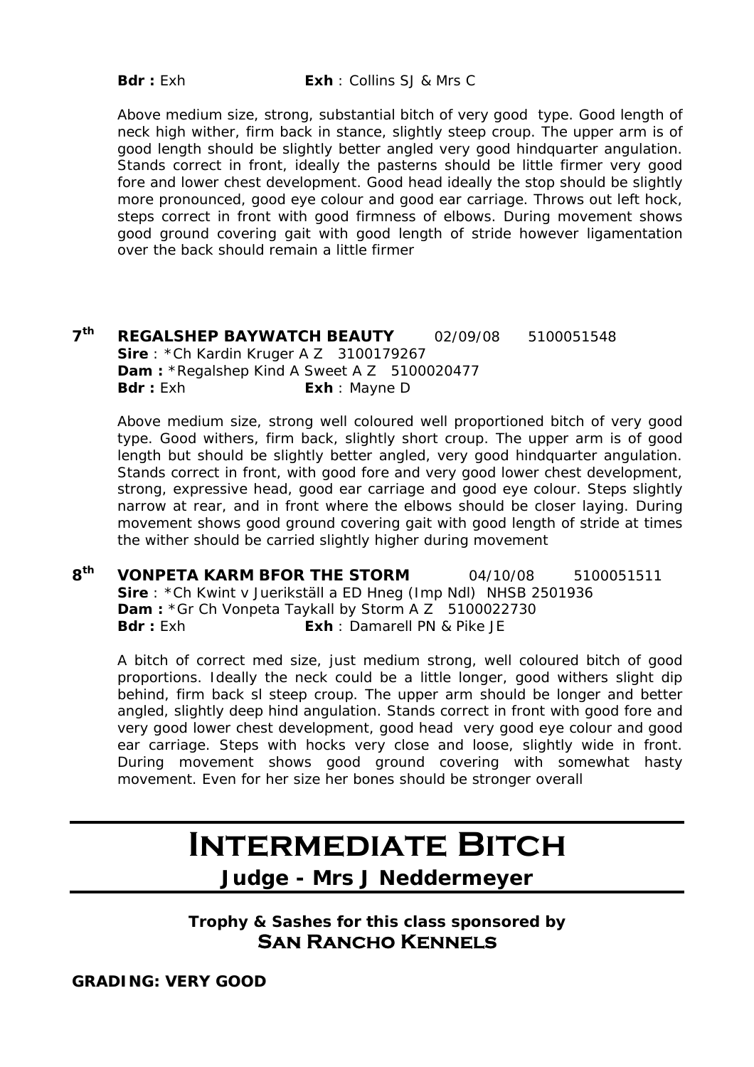**Bdr :** Exh **Exh** : Collins SJ & Mrs C

Above medium size, strong, substantial bitch of very good type. Good length of neck high wither, firm back in stance, slightly steep croup. The upper arm is of good length should be slightly better angled very good hindquarter angulation. Stands correct in front, ideally the pasterns should be little firmer very good fore and lower chest development. Good head ideally the stop should be slightly more pronounced, good eye colour and good ear carriage. Throws out left hock, steps correct in front with good firmness of elbows. During movement shows good ground covering gait with good length of stride however ligamentation over the back should remain a little firmer

**7th REGALSHEP BAYWATCH BEAUTY** 02/09/08 5100051548
**Sire** : *Ch Kardin Kruger A Z 3100179267
**Dam :** *Regalshep Kind A Sweet A Z 5100020477
**Bdr :** Exh **Exh** : Mayne D

Above medium size, strong well coloured well proportioned bitch of very good type. Good withers, firm back, slightly short croup. The upper arm is of good length but should be slightly better angled, very good hindquarter angulation. Stands correct in front, with good fore and very good lower chest development, strong, expressive head, good ear carriage and good eye colour. Steps slightly narrow at rear, and in front where the elbows should be closer laying. During movement shows good ground covering gait with good length of stride at times the wither should be carried slightly higher during movement

**8th VONPETA KARM BFOR THE STORM** 04/10/08 5100051511
**Sire** : *Ch Kwint v Juerikställ a ED Hneg (Imp Ndl) NHSB 2501936
**Dam :** *Gr Ch Vonpeta Taykall by Storm A Z 5100022730
**Bdr :** Exh **Exh** : Damarell PN & Pike JE

A bitch of correct med size, just medium strong, well coloured bitch of good proportions. Ideally the neck could be a little longer, good withers slight dip behind, firm back sl steep croup. The upper arm should be longer and better angled, slightly deep hind angulation. Stands correct in front with good fore and very good lower chest development, good head very good eye colour and good ear carriage. Steps with hocks very close and loose, slightly wide in front. During movement shows good ground covering with somewhat hasty movement. Even for her size her bones should be stronger overall

# Intermediate Bitch

## Judge - Mrs J Neddermeyer

**Trophy & Sashes for this class sponsored by**
**San Rancho Kennels**

**GRADING: VERY GOOD**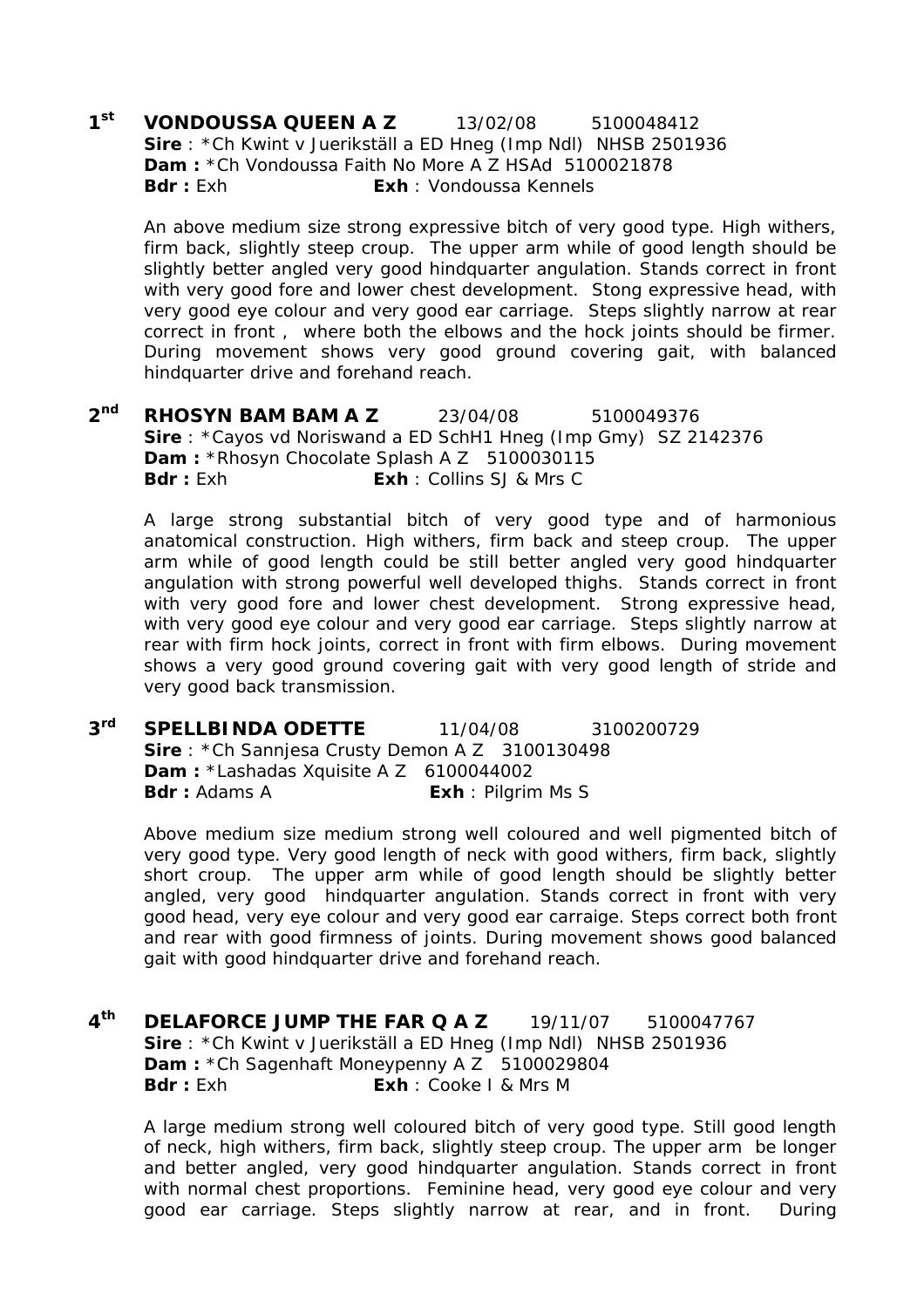**1st VONDOUSSA QUEEN A Z** 13/02/08 5100048412
**Sire** : *Ch Kwint v Juerikställ a ED Hneg (Imp Ndl) NHSB 2501936
**Dam :** *Ch Vondoussa Faith No More A Z HSAd 5100021878
**Bdr :** Exh **Exh** : Vondoussa Kennels

An above medium size strong expressive bitch of very good type. High withers, firm back, slightly steep croup. The upper arm while of good length should be slightly better angled very good hindquarter angulation. Stands correct in front with very good fore and lower chest development. Stong expressive head, with very good eye colour and very good ear carriage. Steps slightly narrow at rear correct in front , where both the elbows and the hock joints should be firmer. During movement shows very good ground covering gait, with balanced hindquarter drive and forehand reach.

**2nd RHOSYN BAM BAM A Z** 23/04/08 5100049376
**Sire** : *Cayos vd Noriswand a ED SchH1 Hneg (Imp Gmy) SZ 2142376
**Dam :** *Rhosyn Chocolate Splash A Z 5100030115
**Bdr :** Exh **Exh** : Collins SJ & Mrs C

A large strong substantial bitch of very good type and of harmonious anatomical construction. High withers, firm back and steep croup. The upper arm while of good length could be still better angled very good hindquarter angulation with strong powerful well developed thighs. Stands correct in front with very good fore and lower chest development. Strong expressive head, with very good eye colour and very good ear carriage. Steps slightly narrow at rear with firm hock joints, correct in front with firm elbows. During movement shows a very good ground covering gait with very good length of stride and very good back transmission.

**3rd SPELLBINDA ODETTE** 11/04/08 3100200729
**Sire** : *Ch Sannjesa Crusty Demon A Z 3100130498
**Dam :** *Lashadas Xquisite A Z 6100044002
**Bdr :** Adams A **Exh** : Pilgrim Ms S

Above medium size medium strong well coloured and well pigmented bitch of very good type. Very good length of neck with good withers, firm back, slightly short croup. The upper arm while of good length should be slightly better angled, very good hindquarter angulation. Stands correct in front with very good head, very eye colour and very good ear carraige. Steps correct both front and rear with good firmness of joints. During movement shows good balanced gait with good hindquarter drive and forehand reach.

**4th DELAFORCE JUMP THE FAR Q A Z** 19/11/07 5100047767
**Sire** : *Ch Kwint v Juerikställ a ED Hneg (Imp Ndl) NHSB 2501936
**Dam :** *Ch Sagenhaft Moneypenny A Z 5100029804
**Bdr :** Exh **Exh** : Cooke I & Mrs M

A large medium strong well coloured bitch of very good type. Still good length of neck, high withers, firm back, slightly steep croup. The upper arm be longer and better angled, very good hindquarter angulation. Stands correct in front with normal chest proportions. Feminine head, very good eye colour and very good ear carriage. Steps slightly narrow at rear, and in front. During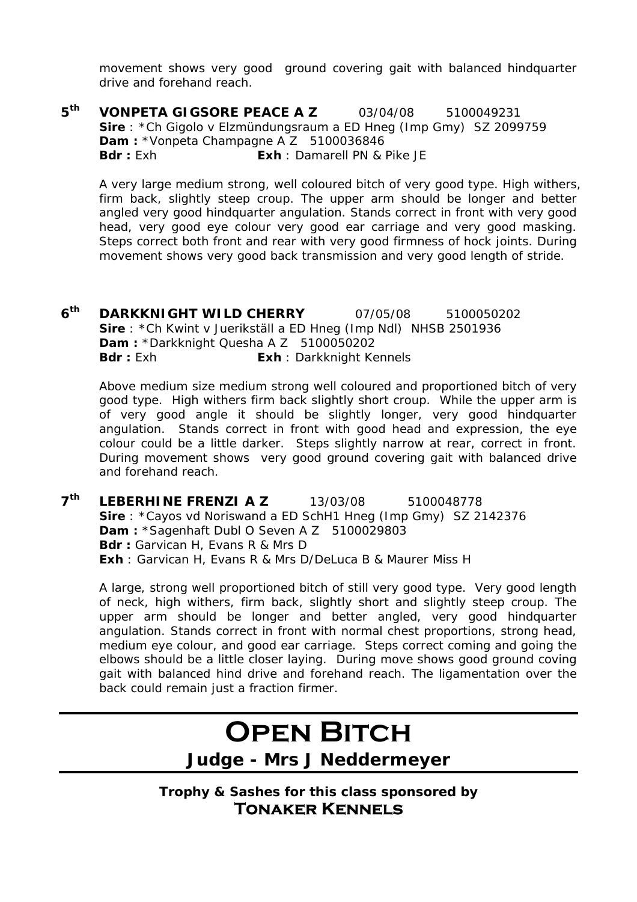movement shows very good ground covering gait with balanced hindquarter drive and forehand reach.

**5th** **VONPETA GIGSORE PEACE A Z** 03/04/08 5100049231
**Sire** : *Ch Gigolo v Elzmündungsraum a ED Hneg (Imp Gmy) SZ 2099759
**Dam :** *Vonpeta Champagne A Z 5100036846
**Bdr :** Exh **Exh** : Damarell PN & Pike JE

A very large medium strong, well coloured bitch of very good type. High withers, firm back, slightly steep croup. The upper arm should be longer and better angled very good hindquarter angulation. Stands correct in front with very good head, very good eye colour very good ear carriage and very good masking. Steps correct both front and rear with very good firmness of hock joints. During movement shows very good back transmission and very good length of stride.

**6th** **DARKKNIGHT WILD CHERRY** 07/05/08 5100050202
**Sire** : *Ch Kwint v Juerikställ a ED Hneg (Imp Ndl) NHSB 2501936
**Dam :** *Darkknight Quesha A Z 5100050202
**Bdr :** Exh **Exh** : Darkknight Kennels

Above medium size medium strong well coloured and proportioned bitch of very good type. High withers firm back slightly short croup. While the upper arm is of very good angle it should be slightly longer, very good hindquarter angulation. Stands correct in front with good head and expression, the eye colour could be a little darker. Steps slightly narrow at rear, correct in front. During movement shows very good ground covering gait with balanced drive and forehand reach.

**7th** **LEBERHINE FRENZI A Z** 13/03/08 5100048778
**Sire** : *Cayos vd Noriswand a ED SchH1 Hneg (Imp Gmy) SZ 2142376
**Dam :** *Sagenhaft Dubl O Seven A Z 5100029803
**Bdr :** Garvican H, Evans R & Mrs D
**Exh** : Garvican H, Evans R & Mrs D/DeLuca B & Maurer Miss H

A large, strong well proportioned bitch of still very good type. Very good length of neck, high withers, firm back, slightly short and slightly steep croup. The upper arm should be longer and better angled, very good hindquarter angulation. Stands correct in front with normal chest proportions, strong head, medium eye colour, and good ear carriage. Steps correct coming and going the elbows should be a little closer laying. During move shows good ground coving gait with balanced hind drive and forehand reach. The ligamentation over the back could remain just a fraction firmer.

---

# OPEN BITCH

## Judge - Mrs J Neddermeyer

**Trophy & Sashes for this class sponsored by**
**TONAKER KENNELS**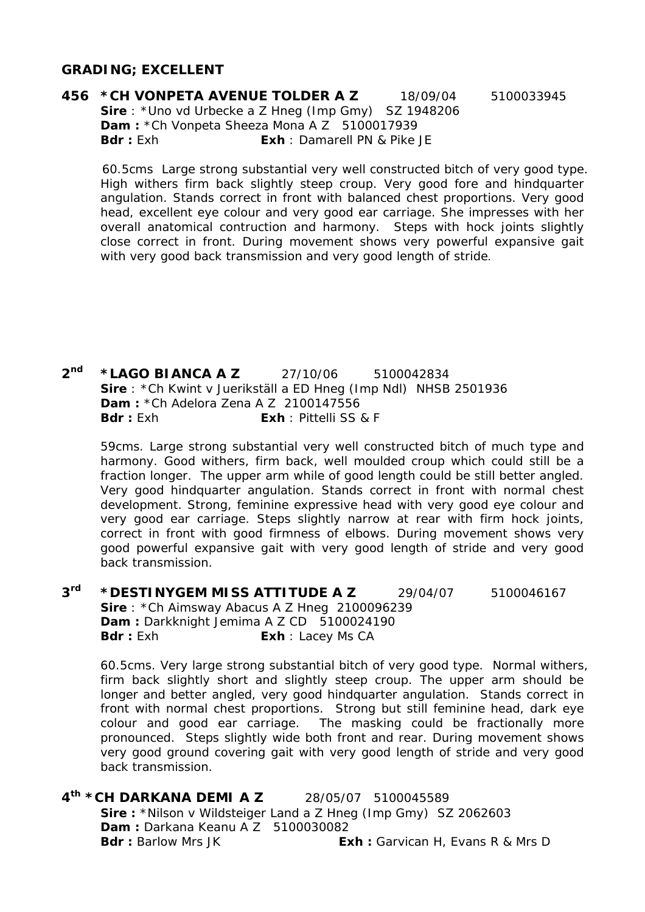**GRADING; EXCELLENT**

**456 *CH VONPETA AVENUE TOLDER A Z** 18/09/04 5100033945
**Sire** : *Uno vd Urbecke a Z Hneg (Imp Gmy) SZ 1948206
**Dam :** *Ch Vonpeta Sheeza Mona A Z 5100017939
**Bdr :** Exh **Exh** : Damarell PN & Pike JE

60.5cms Large strong substantial very well constructed bitch of very good type. High withers firm back slightly steep croup. Very good fore and hindquarter angulation. Stands correct in front with balanced chest proportions. Very good head, excellent eye colour and very good ear carriage. She impresses with her overall anatomical contruction and harmony. Steps with hock joints slightly close correct in front. During movement shows very powerful expansive gait with very good back transmission and very good length of stride.

**2nd *LAGO BIANCA A Z** 27/10/06 5100042834
**Sire** : *Ch Kwint v Juerikställ a ED Hneg (Imp Ndl) NHSB 2501936
**Dam :** *Ch Adelora Zena A Z 2100147556
**Bdr :** Exh **Exh** : Pittelli SS & F

59cms. Large strong substantial very well constructed bitch of much type and harmony. Good withers, firm back, well moulded croup which could still be a fraction longer. The upper arm while of good length could be still better angled. Very good hindquarter angulation. Stands correct in front with normal chest development. Strong, feminine expressive head with very good eye colour and very good ear carriage. Steps slightly narrow at rear with firm hock joints, correct in front with good firmness of elbows. During movement shows very good powerful expansive gait with very good length of stride and very good back transmission.

**3rd *DESTINYGEM MISS ATTITUDE A Z** 29/04/07 5100046167
**Sire** : *Ch Aimsway Abacus A Z Hneg 2100096239
**Dam :** Darkknight Jemima A Z CD 5100024190
**Bdr :** Exh **Exh** : Lacey Ms CA

60.5cms. Very large strong substantial bitch of very good type. Normal withers, firm back slightly short and slightly steep croup. The upper arm should be longer and better angled, very good hindquarter angulation. Stands correct in front with normal chest proportions. Strong but still feminine head, dark eye colour and good ear carriage. The masking could be fractionally more pronounced. Steps slightly wide both front and rear. During movement shows very good ground covering gait with very good length of stride and very good back transmission.

**4th *CH DARKANA DEMI A Z** 28/05/07 5100045589
**Sire :** *Nilson v Wildsteiger Land a Z Hneg (Imp Gmy) SZ 2062603
**Dam :** Darkana Keanu A Z 5100030082
**Bdr :** Barlow Mrs JK **Exh :** Garvican H, Evans R & Mrs D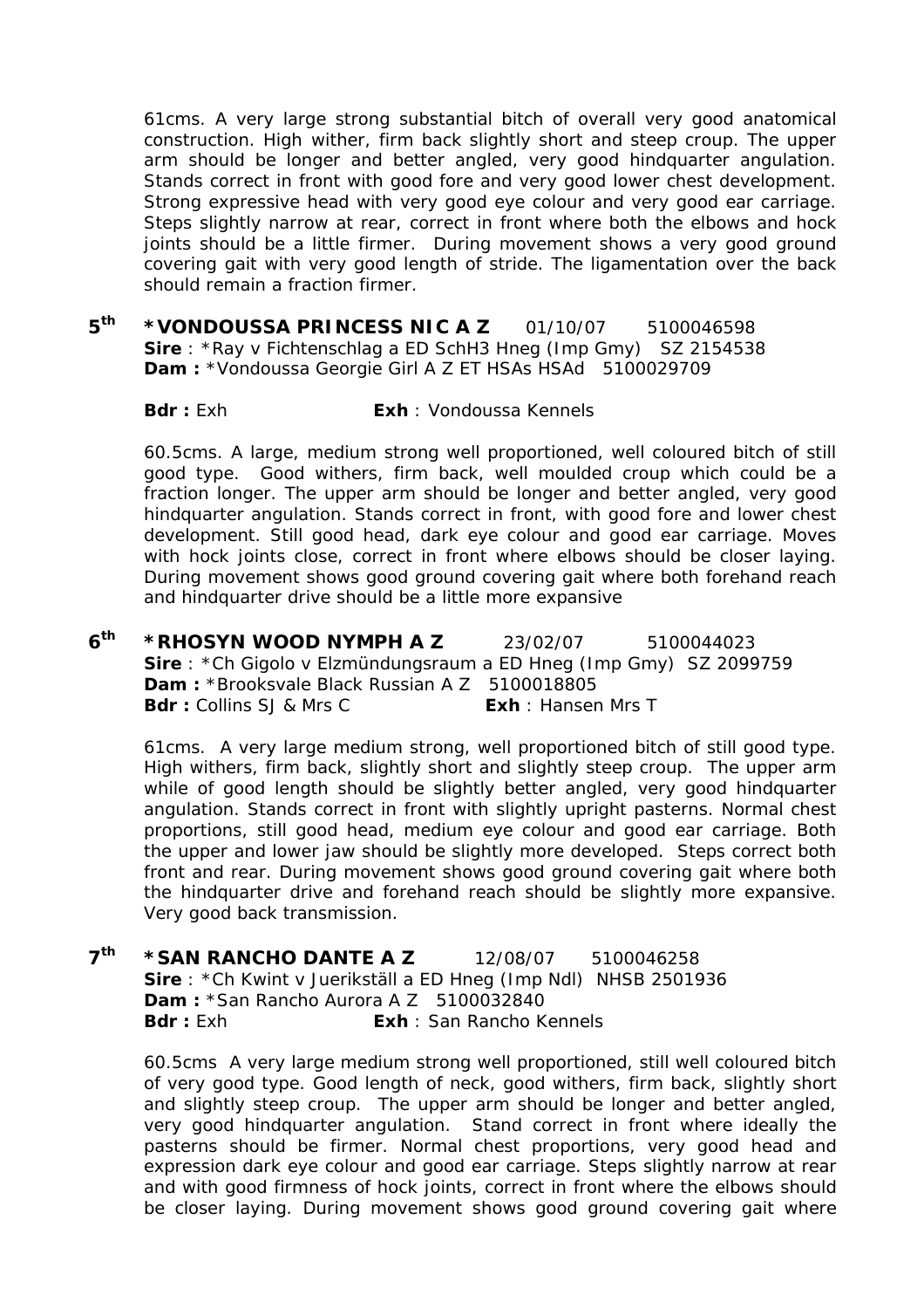61cms. A very large strong substantial bitch of overall very good anatomical construction. High wither, firm back slightly short and steep croup. The upper arm should be longer and better angled, very good hindquarter angulation. Stands correct in front with good fore and very good lower chest development. Strong expressive head with very good eye colour and very good ear carriage. Steps slightly narrow at rear, correct in front where both the elbows and hock joints should be a little firmer. During movement shows a very good ground covering gait with very good length of stride. The ligamentation over the back should remain a fraction firmer.

**5th** **\*VONDOUSSA PRINCESS NIC A Z** 01/10/07 5100046598
**Sire** : *Ray v Fichtenschlag a ED SchH3 Hneg (Imp Gmy) SZ 2154538
**Dam :** *Vondoussa Georgie Girl A Z ET HSAs HSAd 5100029709

**Bdr :** Exh **Exh** : Vondoussa Kennels

60.5cms. A large, medium strong well proportioned, well coloured bitch of still good type. Good withers, firm back, well moulded croup which could be a fraction longer. The upper arm should be longer and better angled, very good hindquarter angulation. Stands correct in front, with good fore and lower chest development. Still good head, dark eye colour and good ear carriage. Moves with hock joints close, correct in front where elbows should be closer laying. During movement shows good ground covering gait where both forehand reach and hindquarter drive should be a little more expansive

**6th** **\*RHOSYN WOOD NYMPH A Z** 23/02/07 5100044023
**Sire** : *Ch Gigolo v Elzmündungsraum a ED Hneg (Imp Gmy) SZ 2099759
**Dam :** *Brooksvale Black Russian A Z 5100018805
**Bdr :** Collins SJ & Mrs C **Exh** : Hansen Mrs T

61cms. A very large medium strong, well proportioned bitch of still good type. High withers, firm back, slightly short and slightly steep croup. The upper arm while of good length should be slightly better angled, very good hindquarter angulation. Stands correct in front with slightly upright pasterns. Normal chest proportions, still good head, medium eye colour and good ear carriage. Both the upper and lower jaw should be slightly more developed. Steps correct both front and rear. During movement shows good ground covering gait where both the hindquarter drive and forehand reach should be slightly more expansive. Very good back transmission.

**7th** **\*SAN RANCHO DANTE A Z** 12/08/07 5100046258
**Sire** : *Ch Kwint v Juerikställ a ED Hneg (Imp Ndl) NHSB 2501936
**Dam :** *San Rancho Aurora A Z 5100032840
**Bdr :** Exh **Exh** : San Rancho Kennels

60.5cms A very large medium strong well proportioned, still well coloured bitch of very good type. Good length of neck, good withers, firm back, slightly short and slightly steep croup. The upper arm should be longer and better angled, very good hindquarter angulation. Stand correct in front where ideally the pasterns should be firmer. Normal chest proportions, very good head and expression dark eye colour and good ear carriage. Steps slightly narrow at rear and with good firmness of hock joints, correct in front where the elbows should be closer laying. During movement shows good ground covering gait where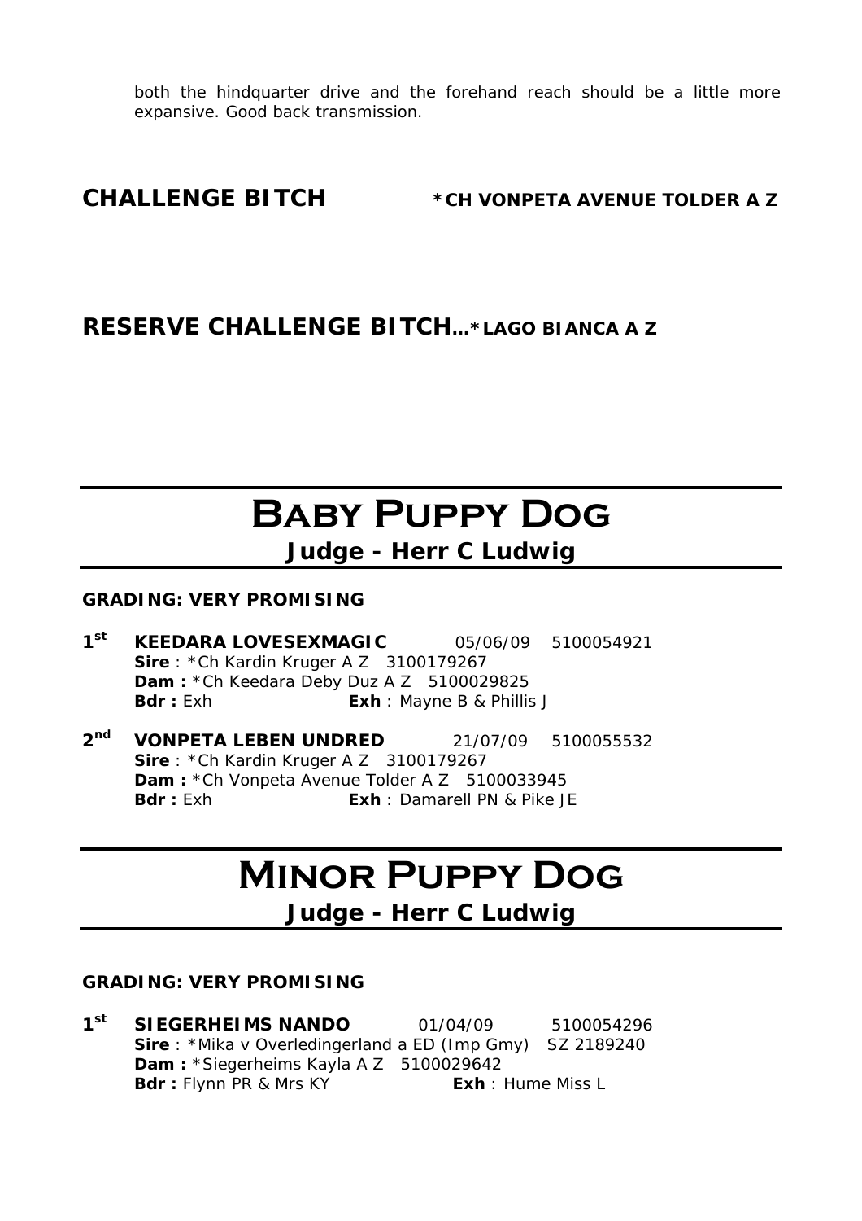both the hindquarter drive and the forehand reach should be a little more expansive. Good back transmission.

**CHALLENGE BITCH** **\*CH VONPETA AVENUE TOLDER A Z**

**RESERVE CHALLENGE BITCH…\*LAGO BIANCA A Z**

# Baby Puppy Dog

## Judge - Herr C Ludwig

**GRADING: VERY PROMISING**

1st **KEEDARA LOVESEXMAGIC** 05/06/09 5100054921
**Sire** : \*Ch Kardin Kruger A Z 3100179267
**Dam :** \*Ch Keedara Deby Duz A Z 5100029825
**Bdr :** Exh **Exh** : Mayne B & Phillis J

2nd **VONPETA LEBEN UNDRED** 21/07/09 5100055532
**Sire** : \*Ch Kardin Kruger A Z 3100179267
**Dam :** \*Ch Vonpeta Avenue Tolder A Z 5100033945
**Bdr :** Exh **Exh** : Damarell PN & Pike JE

# Minor Puppy Dog

## Judge - Herr C Ludwig

**GRADING: VERY PROMISING**

1st **SIEGERHEIMS NANDO** 01/04/09 5100054296
**Sire** : \*Mika v Overledingerland a ED (Imp Gmy) SZ 2189240
**Dam :** \*Siegerheims Kayla A Z 5100029642
**Bdr :** Flynn PR & Mrs KY **Exh** : Hume Miss L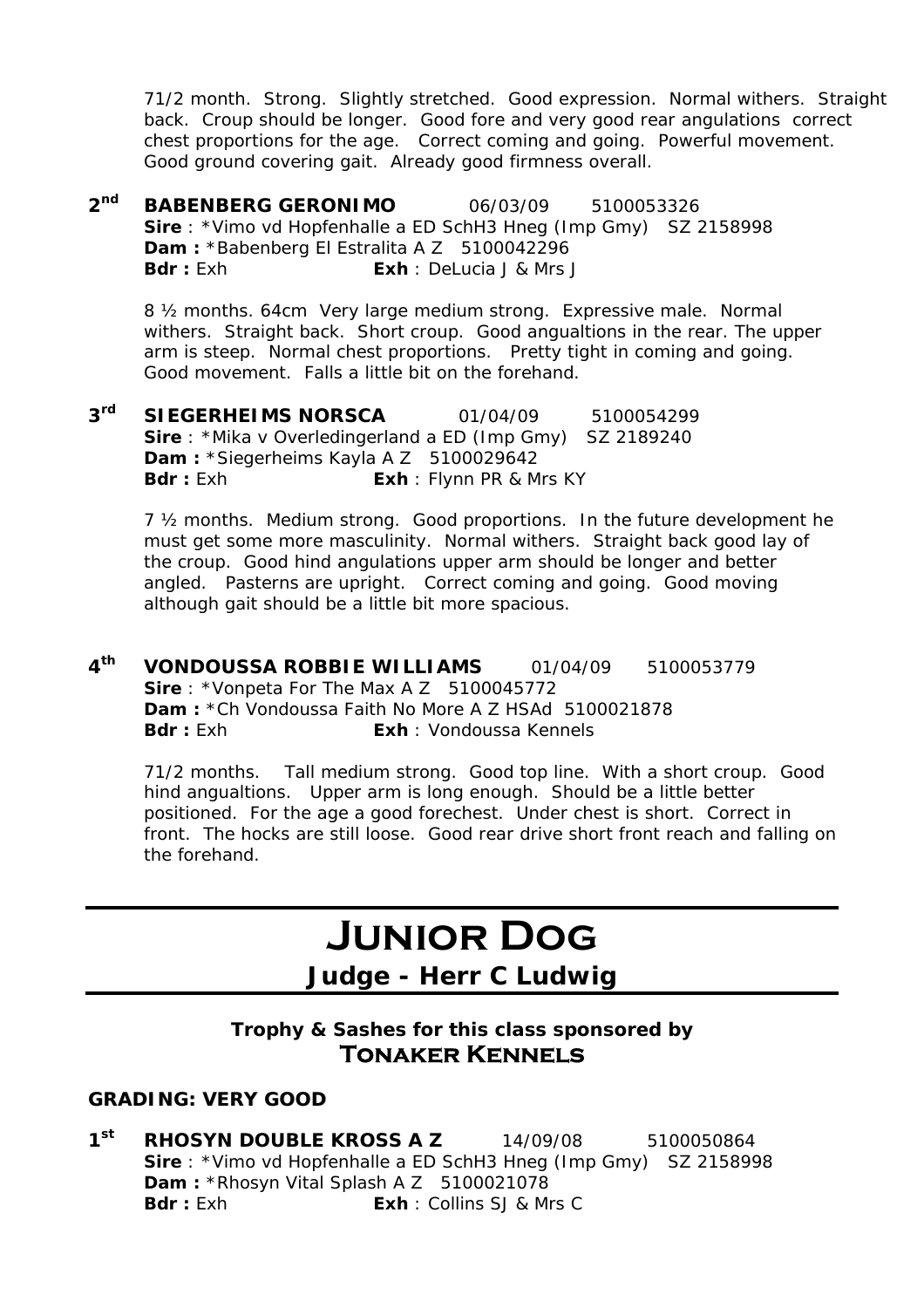71/2 month. Strong. Slightly stretched. Good expression. Normal withers. Straight back. Croup should be longer. Good fore and very good rear angulations correct chest proportions for the age. Correct coming and going. Powerful movement. Good ground covering gait. Already good firmness overall.

**2nd BABENBERG GERONIMO** 06/03/09 5100053326
**Sire** : *Vimo vd Hopfenhalle a ED SchH3 Hneg (Imp Gmy) SZ 2158998
**Dam :** *Babenberg El Estralita A Z 5100042296
**Bdr :** Exh **Exh** : DeLucia J & Mrs J

8 ½ months. 64cm Very large medium strong. Expressive male. Normal withers. Straight back. Short croup. Good angualtions in the rear. The upper arm is steep. Normal chest proportions. Pretty tight in coming and going. Good movement. Falls a little bit on the forehand.

**3rd SIEGERHEIMS NORSCA** 01/04/09 5100054299
**Sire** : *Mika v Overledingerland a ED (Imp Gmy) SZ 2189240
**Dam :** *Siegerheims Kayla A Z 5100029642
**Bdr :** Exh **Exh** : Flynn PR & Mrs KY

7 ½ months. Medium strong. Good proportions. In the future development he must get some more masculinity. Normal withers. Straight back good lay of the croup. Good hind angulations upper arm should be longer and better angled. Pasterns are upright. Correct coming and going. Good moving although gait should be a little bit more spacious.

**4th VONDOUSSA ROBBIE WILLIAMS** 01/04/09 5100053779
**Sire** : *Vonpeta For The Max A Z 5100045772
**Dam :** *Ch Vondoussa Faith No More A Z HSAd 5100021878
**Bdr :** Exh **Exh** : Vondoussa Kennels

71/2 months. Tall medium strong. Good top line. With a short croup. Good hind angualtions. Upper arm is long enough. Should be a little better positioned. For the age a good forechest. Under chest is short. Correct in front. The hocks are still loose. Good rear drive short front reach and falling on the forehand.

# JUNIOR DOG

## Judge - Herr C Ludwig

**Trophy & Sashes for this class sponsored by**
**TONAKER KENNELS**

**GRADING: VERY GOOD**

**1st RHOSYN DOUBLE KROSS A Z** 14/09/08 5100050864
**Sire** : *Vimo vd Hopfenhalle a ED SchH3 Hneg (Imp Gmy) SZ 2158998
**Dam :** *Rhosyn Vital Splash A Z 5100021078
**Bdr :** Exh **Exh** : Collins SJ & Mrs C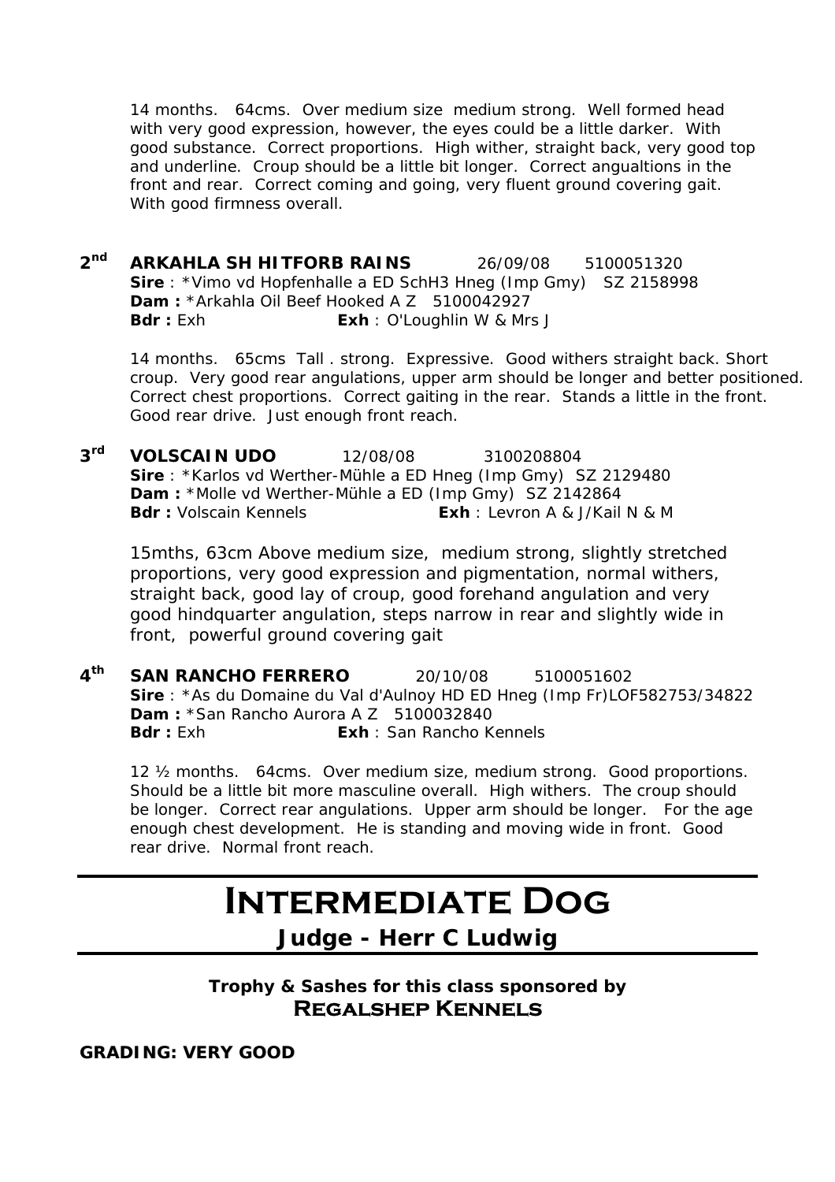14 months. 64cms. Over medium size medium strong. Well formed head with very good expression, however, the eyes could be a little darker. With good substance. Correct proportions. High wither, straight back, very good top and underline. Croup should be a little bit longer. Correct angualtions in the front and rear. Correct coming and going, very fluent ground covering gait. With good firmness overall.

**2nd** **ARKAHLA SH HITFORB RAINS** 26/09/08 5100051320
**Sire** : *Vimo vd Hopfenhalle a ED SchH3 Hneg (Imp Gmy) SZ 2158998
**Dam :** *Arkahla Oil Beef Hooked A Z 5100042927
**Bdr :** Exh **Exh** : O'Loughlin W & Mrs J

14 months. 65cms Tall . strong. Expressive. Good withers straight back. Short croup. Very good rear angulations, upper arm should be longer and better positioned. Correct chest proportions. Correct gaiting in the rear. Stands a little in the front. Good rear drive. Just enough front reach.

**3rd** **VOLSCAIN UDO** 12/08/08 3100208804
**Sire** : *Karlos vd Werther-Mühle a ED Hneg (Imp Gmy) SZ 2129480
**Dam :** *Molle vd Werther-Mühle a ED (Imp Gmy) SZ 2142864
**Bdr :** Volscain Kennels **Exh** : Levron A & J/Kail N & M

15mths, 63cm Above medium size, medium strong, slightly stretched proportions, very good expression and pigmentation, normal withers, straight back, good lay of croup, good forehand angulation and very good hindquarter angulation, steps narrow in rear and slightly wide in front, powerful ground covering gait

**4th** **SAN RANCHO FERRERO** 20/10/08 5100051602
**Sire** : *As du Domaine du Val d'Aulnoy HD ED Hneg (Imp Fr)LOF582753/34822
**Dam :** *San Rancho Aurora A Z 5100032840
**Bdr :** Exh **Exh** : San Rancho Kennels

12 ½ months. 64cms. Over medium size, medium strong. Good proportions. Should be a little bit more masculine overall. High withers. The croup should be longer. Correct rear angulations. Upper arm should be longer. For the age enough chest development. He is standing and moving wide in front. Good rear drive. Normal front reach.

# Intermediate Dog

## Judge - Herr C Ludwig

**Trophy & Sashes for this class sponsored by**
**Regalshep Kennels**

**GRADING: VERY GOOD**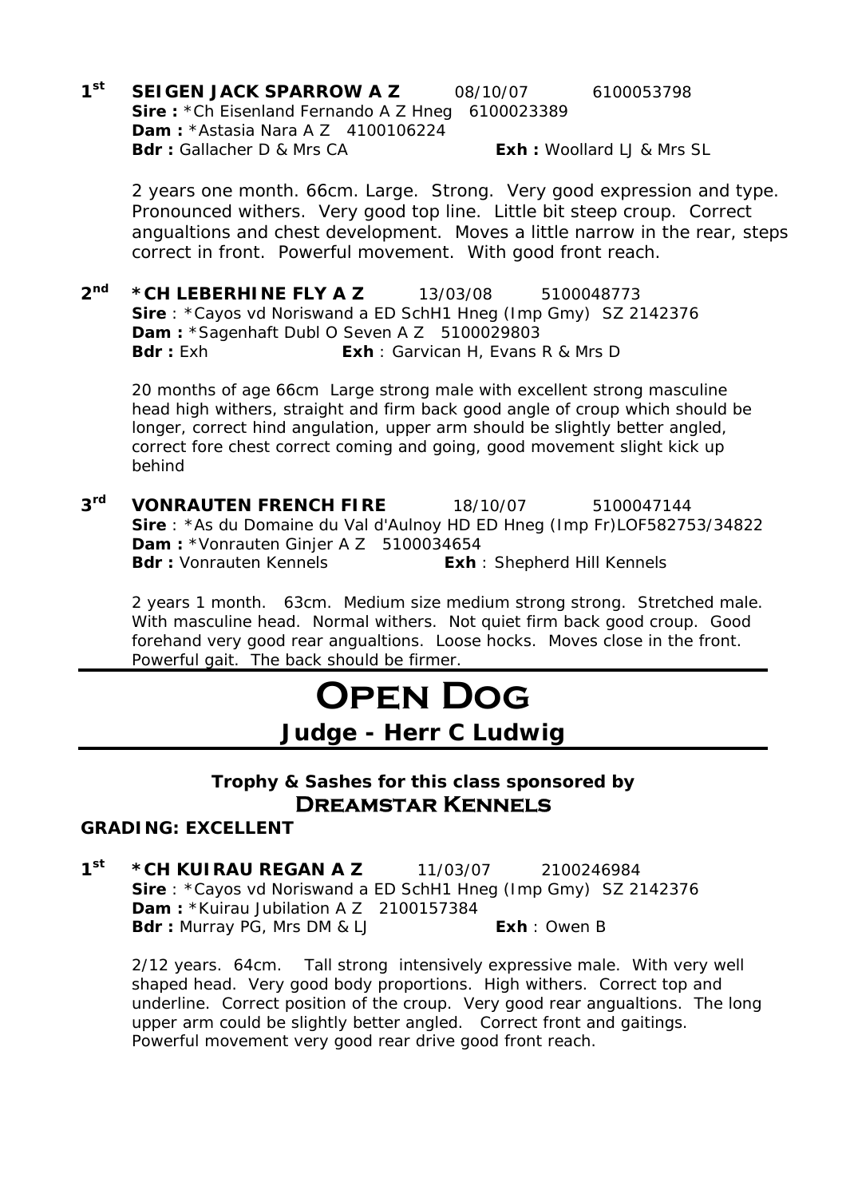**1st** **SEIGEN JACK SPARROW A Z** 08/10/07 6100053798
**Sire :** *Ch Eisenland Fernando A Z Hneg 6100023389
**Dam :** *Astasia Nara A Z 4100106224
**Bdr :** Gallacher D & Mrs CA **Exh :** Woollard LJ & Mrs SL

2 years one month. 66cm. Large. Strong. Very good expression and type. Pronounced withers. Very good top line. Little bit steep croup. Correct angualtions and chest development. Moves a little narrow in the rear, steps correct in front. Powerful movement. With good front reach.

**2nd** ***CH LEBERHINE FLY A Z** 13/03/08 5100048773
**Sire** : *Cayos vd Noriswand a ED SchH1 Hneg (Imp Gmy) SZ 2142376
**Dam :** *Sagenhaft Dubl O Seven A Z 5100029803
**Bdr :** Exh **Exh** : Garvican H, Evans R & Mrs D

20 months of age 66cm Large strong male with excellent strong masculine head high withers, straight and firm back good angle of croup which should be longer, correct hind angulation, upper arm should be slightly better angled, correct fore chest correct coming and going, good movement slight kick up behind

**3rd** **VONRAUTEN FRENCH FIRE** 18/10/07 5100047144
**Sire** : *As du Domaine du Val d'Aulnoy HD ED Hneg (Imp Fr)LOF582753/34822
**Dam :** *Vonrauten Ginjer A Z 5100034654
**Bdr :** Vonrauten Kennels **Exh** : Shepherd Hill Kennels

2 years 1 month. 63cm. Medium size medium strong strong. Stretched male. With masculine head. Normal withers. Not quiet firm back good croup. Good forehand very good rear angualtions. Loose hocks. Moves close in the front. Powerful gait. The back should be firmer.

# OPEN DOG

## Judge - Herr C Ludwig

**Trophy & Sashes for this class sponsored by**
**DREAMSTAR KENNELS**

**GRADING: EXCELLENT**

**1st** ***CH KUIRAU REGAN A Z** 11/03/07 2100246984
**Sire** : *Cayos vd Noriswand a ED SchH1 Hneg (Imp Gmy) SZ 2142376
**Dam :** *Kuirau Jubilation A Z 2100157384
**Bdr :** Murray PG, Mrs DM & LJ **Exh** : Owen B

2/12 years. 64cm. Tall strong intensively expressive male. With very well shaped head. Very good body proportions. High withers. Correct top and underline. Correct position of the croup. Very good rear angualtions. The long upper arm could be slightly better angled. Correct front and gaitings. Powerful movement very good rear drive good front reach.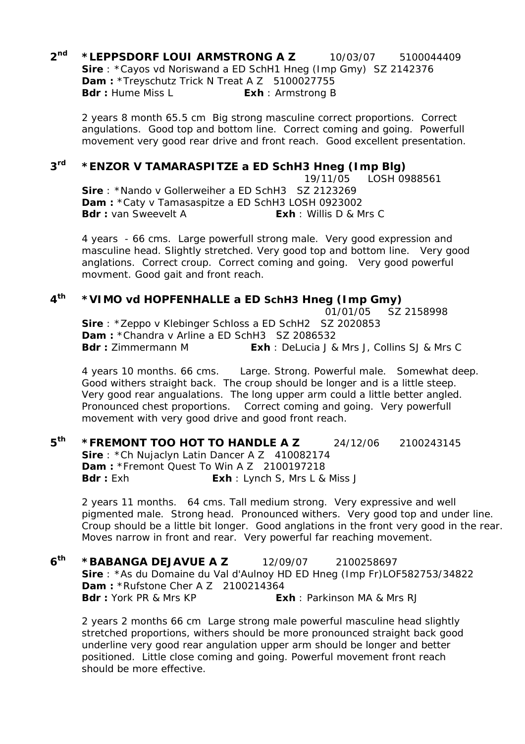**2nd** **\*LEPPSDORF LOUI ARMSTRONG A Z** 10/03/07 5100044409
**Sire** : *Cayos vd Noriswand a ED SchH1 Hneg (Imp Gmy) SZ 2142376
**Dam :** *Treyschutz Trick N Treat A Z 5100027755
**Bdr :** Hume Miss L **Exh** : Armstrong B

2 years 8 month 65.5 cm Big strong masculine correct proportions. Correct angulations. Good top and bottom line. Correct coming and going. Powerfull movement very good rear drive and front reach. Good excellent presentation.

**3rd** **\*ENZOR V TAMARASPITZE a ED SchH3 Hneg (Imp Blg)** 19/11/05 LOSH 0988561
**Sire** : *Nando v Gollerweiher a ED SchH3 SZ 2123269
**Dam :** *Caty v Tamasaspitze a ED SchH3 LOSH 0923002
**Bdr :** van Sweevelt A **Exh** : Willis D & Mrs C

4 years - 66 cms. Large powerfull strong male. Very good expression and masculine head. Slightly stretched. Very good top and bottom line. Very good anglations. Correct croup. Correct coming and going. Very good powerful movment. Good gait and front reach.

**4th** **\*VIMO vd HOPFENHALLE a ED SchH3 Hneg (Imp Gmy)** 01/01/05 SZ 2158998
**Sire** : *Zeppo v Klebinger Schloss a ED SchH2 SZ 2020853
**Dam :** *Chandra v Arline a ED SchH3 SZ 2086532
**Bdr :** Zimmermann M **Exh** : DeLucia J & Mrs J, Collins SJ & Mrs C

4 years 10 months. 66 cms. Large. Strong. Powerful male. Somewhat deep. Good withers straight back. The croup should be longer and is a little steep. Very good rear angualations. The long upper arm could a little better angled. Pronounced chest proportions. Correct coming and going. Very powerfull movement with very good drive and good front reach.

**5th** **\*FREMONT TOO HOT TO HANDLE A Z** 24/12/06 2100243145
**Sire** : *Ch Nujaclyn Latin Dancer A Z 410082174
**Dam :** *Fremont Quest To Win A Z 2100197218
**Bdr :** Exh **Exh** : Lynch S, Mrs L & Miss J

2 years 11 months. 64 cms. Tall medium strong. Very expressive and well pigmented male. Strong head. Pronounced withers. Very good top and under line. Croup should be a little bit longer. Good anglations in the front very good in the rear. Moves narrow in front and rear. Very powerful far reaching movement.

**6th** **\*BABANGA DEJAVUE A Z** 12/09/07 2100258697
**Sire** : *As du Domaine du Val d'Aulnoy HD ED Hneg (Imp Fr)LOF582753/34822
**Dam :** *Rufstone Cher A Z 2100214364
**Bdr :** York PR & Mrs KP **Exh** : Parkinson MA & Mrs RJ

2 years 2 months 66 cm Large strong male powerful masculine head slightly stretched proportions, withers should be more pronounced straight back good underline very good rear angulation upper arm should be longer and better positioned. Little close coming and going. Powerful movement front reach should be more effective.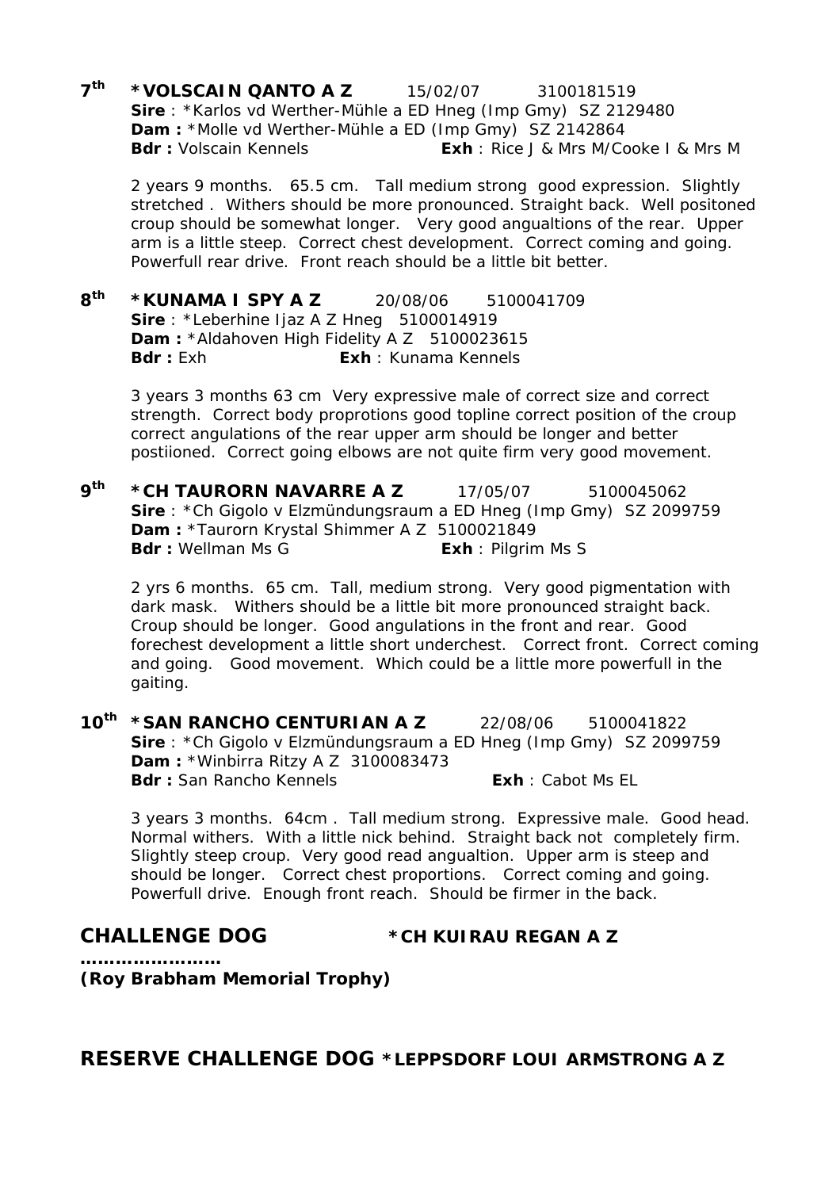**7th** **\*VOLSCAIN QANTO A Z** 15/02/07 3100181519
**Sire** : \*Karlos vd Werther-Mühle a ED Hneg (Imp Gmy) SZ 2129480
**Dam :** \*Molle vd Werther-Mühle a ED (Imp Gmy) SZ 2142864
**Bdr :** Volscain Kennels **Exh** : Rice J & Mrs M/Cooke I & Mrs M

2 years 9 months. 65.5 cm. Tall medium strong good expression. Slightly stretched . Withers should be more pronounced. Straight back. Well positoned croup should be somewhat longer. Very good angualtions of the rear. Upper arm is a little steep. Correct chest development. Correct coming and going. Powerfull rear drive. Front reach should be a little bit better.

**8th** **\*KUNAMA I SPY A Z** 20/08/06 5100041709
**Sire** : \*Leberhine Ijaz A Z Hneg 5100014919
**Dam :** \*Aldahoven High Fidelity A Z 5100023615
**Bdr :** Exh **Exh** : Kunama Kennels

3 years 3 months 63 cm Very expressive male of correct size and correct strength. Correct body proprotions good topline correct position of the croup correct angulations of the rear upper arm should be longer and better postiioned. Correct going elbows are not quite firm very good movement.

**9th** **\*CH TAURORN NAVARRE A Z** 17/05/07 5100045062
**Sire** : \*Ch Gigolo v Elzmündungsraum a ED Hneg (Imp Gmy) SZ 2099759
**Dam :** \*Taurorn Krystal Shimmer A Z 5100021849
**Bdr :** Wellman Ms G **Exh** : Pilgrim Ms S

2 yrs 6 months. 65 cm. Tall, medium strong. Very good pigmentation with dark mask. Withers should be a little bit more pronounced straight back. Croup should be longer. Good angulations in the front and rear. Good forechest development a little short underchest. Correct front. Correct coming and going. Good movement. Which could be a little more powerfull in the gaiting.

**10th** **\*SAN RANCHO CENTURIAN A Z** 22/08/06 5100041822
**Sire** : \*Ch Gigolo v Elzmündungsraum a ED Hneg (Imp Gmy) SZ 2099759
**Dam :** \*Winbirra Ritzy A Z 3100083473
**Bdr :** San Rancho Kennels **Exh** : Cabot Ms EL

3 years 3 months. 64cm . Tall medium strong. Expressive male. Good head. Normal withers. With a little nick behind. Straight back not completely firm. Slightly steep croup. Very good read angualtion. Upper arm is steep and should be longer. Correct chest proportions. Correct coming and going. Powerfull drive. Enough front reach. Should be firmer in the back.

## CHALLENGE DOG **\*CH KUIRAU REGAN A Z**

**……………………**
**(Roy Brabham Memorial Trophy)**

## RESERVE CHALLENGE DOG **\*LEPPSDORF LOUI ARMSTRONG A Z**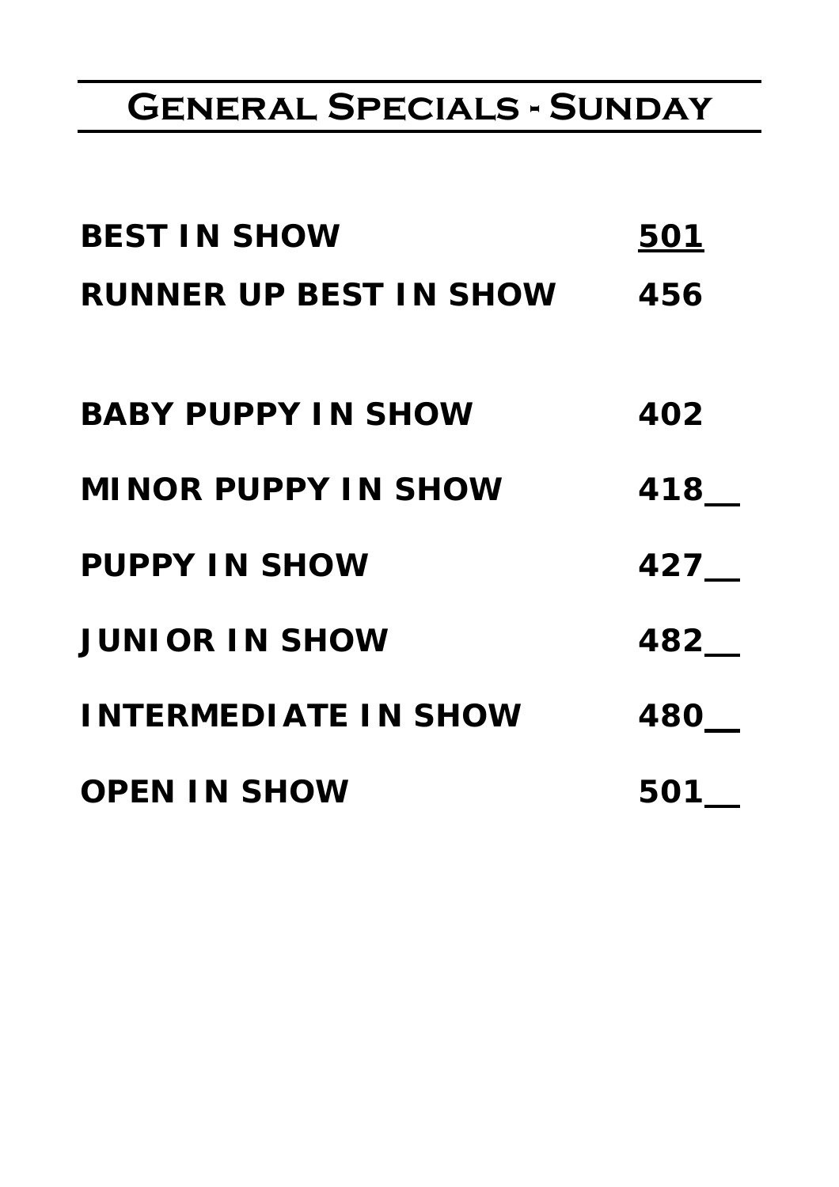## General Specials - Sunday

| | |
|---|---|
| **BEST IN SHOW** | **501** |
| **RUNNER UP BEST IN SHOW** | **456** |
| | |
| **BABY PUPPY IN SHOW** | **402** |
| **MINOR PUPPY IN SHOW** | **418__** |
| **PUPPY IN SHOW** | **427__** |
| **JUNIOR IN SHOW** | **482__** |
| **INTERMEDIATE IN SHOW** | **480__** |
| **OPEN IN SHOW** | **501__** |